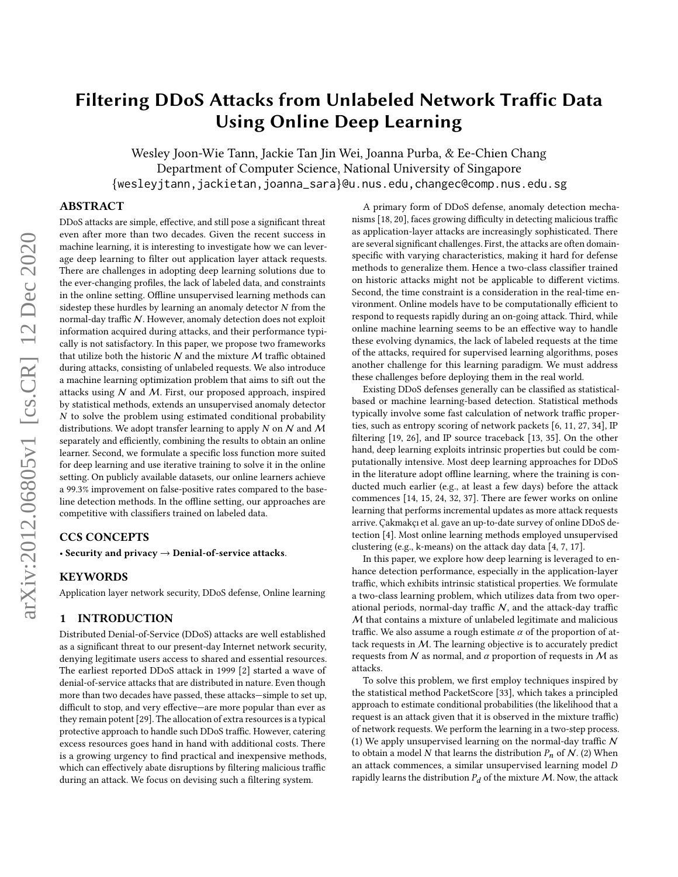# Filtering DDoS Attacks from Unlabeled Network Traffic Data Using Online Deep Learning

Wesley Joon-Wie Tann, Jackie Tan Jin Wei, Joanna Purba, & Ee-Chien Chang
Department of Computer Science, National University of Singapore
{wesleyjtann,jackietan,joanna_sara}@u.nus.edu,changec@comp.nus.edu.sg

## ABSTRACT

DDoS attacks are simple, effective, and still pose a significant threat even after more than two decades. Given the recent success in machine learning, it is interesting to investigate how we can leverage deep learning to filter out application layer attack requests. There are challenges in adopting deep learning solutions due to the ever-changing profiles, the lack of labeled data, and constraints in the online setting. Offline unsupervised learning methods can sidestep these hurdles by learning an anomaly detector $N$ from the normal-day traffic $\mathcal{N}$. However, anomaly detection does not exploit information acquired during attacks, and their performance typically is not satisfactory. In this paper, we propose two frameworks that utilize both the historic $\mathcal{N}$ and the mixture $\mathcal{M}$ traffic obtained during attacks, consisting of unlabeled requests. We also introduce a machine learning optimization problem that aims to sift out the attacks using $\mathcal{N}$ and $\mathcal{M}$. First, our proposed approach, inspired by statistical methods, extends an unsupervised anomaly detector $N$ to solve the problem using estimated conditional probability distributions. We adopt transfer learning to apply $N$ on $\mathcal{N}$ and $\mathcal{M}$ separately and efficiently, combining the results to obtain an online learner. Second, we formulate a specific loss function more suited for deep learning and use iterative training to solve it in the online setting. On publicly available datasets, our online learners achieve a 99.3% improvement on false-positive rates compared to the baseline detection methods. In the offline setting, our approaches are competitive with classifiers trained on labeled data.

## CCS CONCEPTS

• **Security and privacy → Denial-of-service attacks**.

## KEYWORDS

Application layer network security, DDoS defense, Online learning

## 1 INTRODUCTION

Distributed Denial-of-Service (DDoS) attacks are well established as a significant threat to our present-day Internet network security, denying legitimate users access to shared and essential resources. The earliest reported DDoS attack in 1999 [2] started a wave of denial-of-service attacks that are distributed in nature. Even though more than two decades have passed, these attacks—simple to set up, difficult to stop, and very effective—are more popular than ever as they remain potent [29]. The allocation of extra resources is a typical protective approach to handle such DDoS traffic. However, catering excess resources goes hand in hand with additional costs. There is a growing urgency to find practical and inexpensive methods, which can effectively abate disruptions by filtering malicious traffic during an attack. We focus on devising such a filtering system.

A primary form of DDoS defense, anomaly detection mechanisms [18, 20], faces growing difficulty in detecting malicious traffic as application-layer attacks are increasingly sophisticated. There are several significant challenges. First, the attacks are often domain-specific with varying characteristics, making it hard for defense methods to generalize them. Hence a two-class classifier trained on historic attacks might not be applicable to different victims. Second, the time constraint is a consideration in the real-time environment. Online models have to be computationally efficient to respond to requests rapidly during an on-going attack. Third, while online machine learning seems to be an effective way to handle these evolving dynamics, the lack of labeled requests at the time of the attacks, required for supervised learning algorithms, poses another challenge for this learning paradigm. We must address these challenges before deploying them in the real world.

Existing DDoS defenses generally can be classified as statistical-based or machine learning-based detection. Statistical methods typically involve some fast calculation of network traffic properties, such as entropy scoring of network packets [6, 11, 27, 34], IP filtering [19, 26], and IP source traceback [13, 35]. On the other hand, deep learning exploits intrinsic properties but could be computationally intensive. Most deep learning approaches for DDoS in the literature adopt offline learning, where the training is conducted much earlier (e.g., at least a few days) before the attack commences [14, 15, 24, 32, 37]. There are fewer works on online learning that performs incremental updates as more attack requests arrive. Çakmakçı et al. gave an up-to-date survey of online DDoS detection [4]. Most online learning methods employed unsupervised clustering (e.g., k-means) on the attack day data [4, 7, 17].

In this paper, we explore how deep learning is leveraged to enhance detection performance, especially in the application-layer traffic, which exhibits intrinsic statistical properties. We formulate a two-class learning problem, which utilizes data from two operational periods, normal-day traffic $\mathcal{N}$, and the attack-day traffic $\mathcal{M}$ that contains a mixture of unlabeled legitimate and malicious traffic. We also assume a rough estimate $\alpha$ of the proportion of attack requests in $\mathcal{M}$. The learning objective is to accurately predict requests from $\mathcal{N}$ as normal, and $\alpha$ proportion of requests in $\mathcal{M}$ as attacks.

To solve this problem, we first employ techniques inspired by the statistical method PacketScore [33], which takes a principled approach to estimate conditional probabilities (the likelihood that a request is an attack given that it is observed in the mixture traffic) of network requests. We perform the learning in a two-step process. (1) We apply unsupervised learning on the normal-day traffic $\mathcal{N}$ to obtain a model $N$ that learns the distribution $P_n$ of $\mathcal{N}$. (2) When an attack commences, a similar unsupervised learning model $D$ rapidly learns the distribution $P_d$ of the mixture $\mathcal{M}$. Now, the attack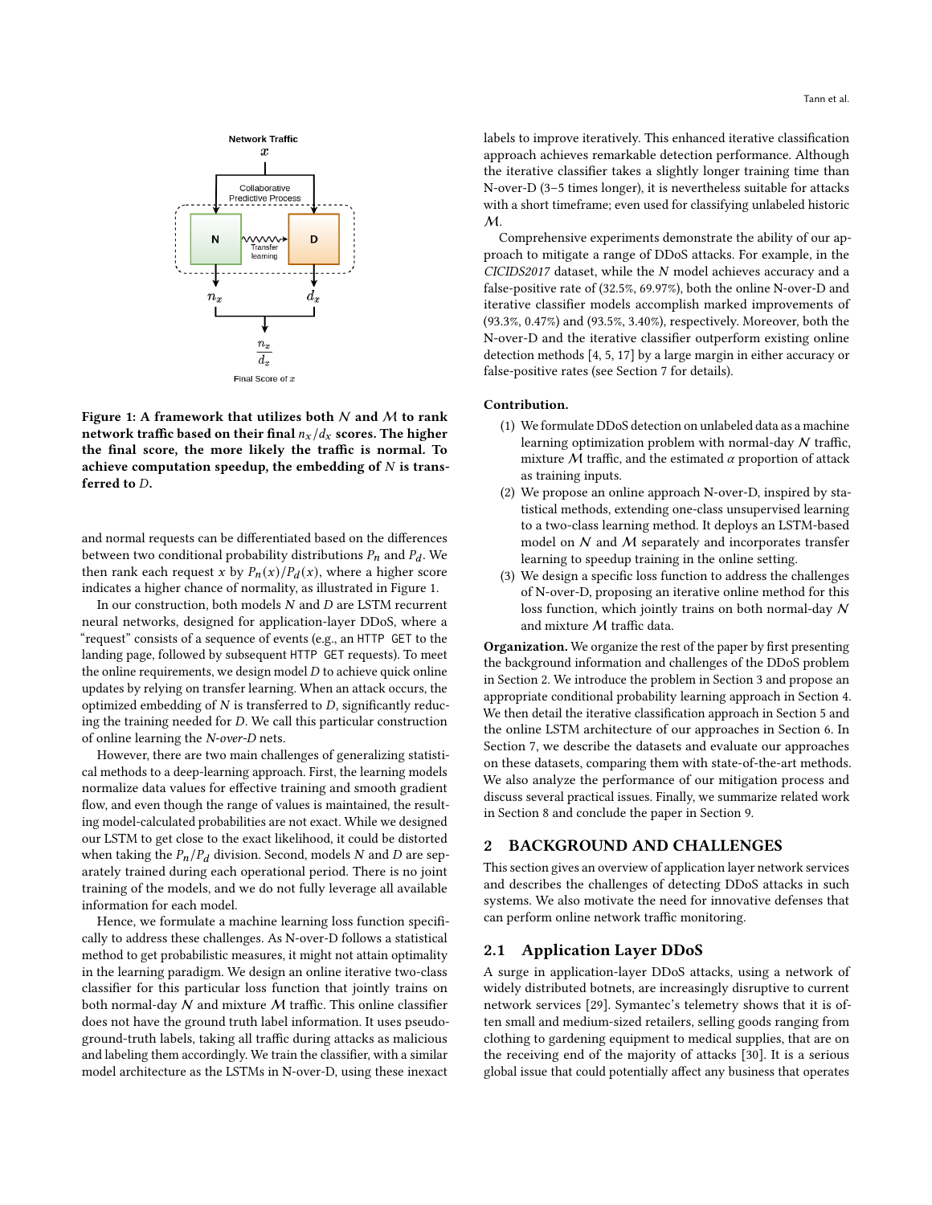Figure 1: A framework that utilizes both $\mathcal{N}$ and $\mathcal{M}$ to rank network traffic based on their final $n_x/d_x$ scores. The higher the final score, the more likely the traffic is normal. To achieve computation speedup, the embedding of $N$ is transferred to $D$.

and normal requests can be differentiated based on the differences between two conditional probability distributions $P_n$ and $P_d$. We then rank each request $x$ by $P_n(x)/P_d(x)$, where a higher score indicates a higher chance of normality, as illustrated in Figure 1.

In our construction, both models $N$ and $D$ are LSTM recurrent neural networks, designed for application-layer DDoS, where a "request" consists of a sequence of events (e.g., an `HTTP GET` to the landing page, followed by subsequent `HTTP GET` requests). To meet the online requirements, we design model $D$ to achieve quick online updates by relying on transfer learning. When an attack occurs, the optimized embedding of $N$ is transferred to $D$, significantly reducing the training needed for $D$. We call this particular construction of online learning the *N-over-D* nets.

However, there are two main challenges of generalizing statistical methods to a deep-learning approach. First, the learning models normalize data values for effective training and smooth gradient flow, and even though the range of values is maintained, the resulting model-calculated probabilities are not exact. While we designed our LSTM to get close to the exact likelihood, it could be distorted when taking the $P_n/P_d$ division. Second, models $N$ and $D$ are separately trained during each operational period. There is no joint training of the models, and we do not fully leverage all available information for each model.

Hence, we formulate a machine learning loss function specifically to address these challenges. As N-over-D follows a statistical method to get probabilistic measures, it might not attain optimality in the learning paradigm. We design an online iterative two-class classifier for this particular loss function that jointly trains on both normal-day $\mathcal{N}$ and mixture $\mathcal{M}$ traffic. This online classifier does not have the ground truth label information. It uses pseudo-ground-truth labels, taking all traffic during attacks as malicious and labeling them accordingly. We train the classifier, with a similar model architecture as the LSTMs in N-over-D, using these inexact labels to improve iteratively. This enhanced iterative classification approach achieves remarkable detection performance. Although the iterative classifier takes a slightly longer training time than N-over-D (3–5 times longer), it is nevertheless suitable for attacks with a short timeframe; even used for classifying unlabeled historic $\mathcal{M}$.

Comprehensive experiments demonstrate the ability of our approach to mitigate a range of DDoS attacks. For example, in the *CICIDS2017* dataset, while the $N$ model achieves accuracy and a false-positive rate of (32.5%, 69.97%), both the online N-over-D and iterative classifier models accomplish marked improvements of (93.3%, 0.47%) and (93.5%, 3.40%), respectively. Moreover, both the N-over-D and the iterative classifier outperform existing online detection methods [4, 5, 17] by a large margin in either accuracy or false-positive rates (see Section 7 for details).

**Contribution.**

(1) We formulate DDoS detection on unlabeled data as a machine learning optimization problem with normal-day $\mathcal{N}$ traffic, mixture $\mathcal{M}$ traffic, and the estimated $\alpha$ proportion of attack as training inputs.
(2) We propose an online approach N-over-D, inspired by statistical methods, extending one-class unsupervised learning to a two-class learning method. It deploys an LSTM-based model on $\mathcal{N}$ and $\mathcal{M}$ separately and incorporates transfer learning to speedup training in the online setting.
(3) We design a specific loss function to address the challenges of N-over-D, proposing an iterative online method for this loss function, which jointly trains on both normal-day $\mathcal{N}$ and mixture $\mathcal{M}$ traffic data.

**Organization.** We organize the rest of the paper by first presenting the background information and challenges of the DDoS problem in Section 2. We introduce the problem in Section 3 and propose an appropriate conditional probability learning approach in Section 4. We then detail the iterative classification approach in Section 5 and the online LSTM architecture of our approaches in Section 6. In Section 7, we describe the datasets and evaluate our approaches on these datasets, comparing them with state-of-the-art methods. We also analyze the performance of our mitigation process and discuss several practical issues. Finally, we summarize related work in Section 8 and conclude the paper in Section 9.

## 2 BACKGROUND AND CHALLENGES

This section gives an overview of application layer network services and describes the challenges of detecting DDoS attacks in such systems. We also motivate the need for innovative defenses that can perform online network traffic monitoring.

### 2.1 Application Layer DDoS

A surge in application-layer DDoS attacks, using a network of widely distributed botnets, are increasingly disruptive to current network services [29]. Symantec's telemetry shows that it is often small and medium-sized retailers, selling goods ranging from clothing to gardening equipment to medical supplies, that are on the receiving end of the majority of attacks [30]. It is a serious global issue that could potentially affect any business that operates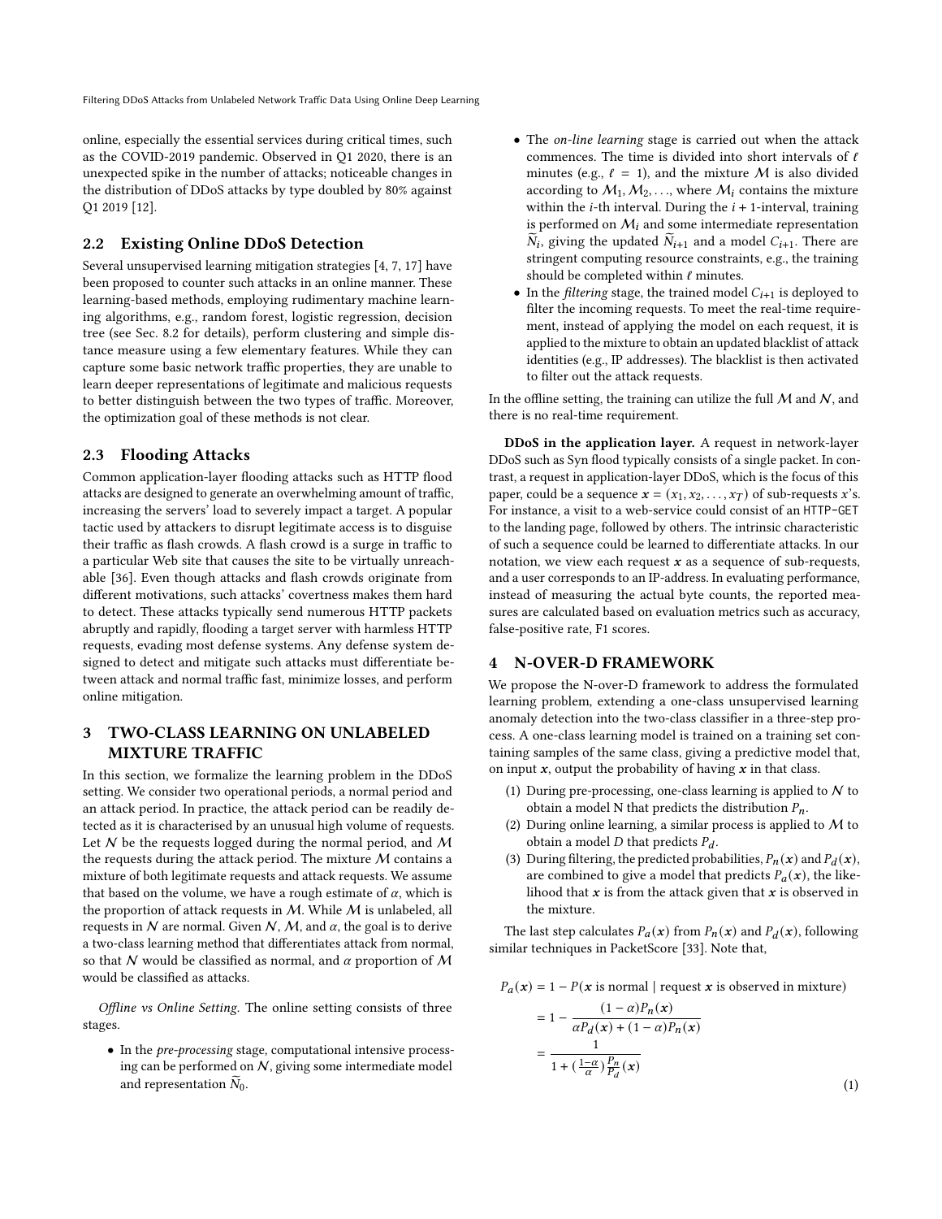online, especially the essential services during critical times, such as the COVID-2019 pandemic. Observed in Q1 2020, there is an unexpected spike in the number of attacks; noticeable changes in the distribution of DDoS attacks by type doubled by 80% against Q1 2019 [12].

## 2.2 Existing Online DDoS Detection

Several unsupervised learning mitigation strategies [4, 7, 17] have been proposed to counter such attacks in an online manner. These learning-based methods, employing rudimentary machine learning algorithms, e.g., random forest, logistic regression, decision tree (see Sec. 8.2 for details), perform clustering and simple distance measure using a few elementary features. While they can capture some basic network traffic properties, they are unable to learn deeper representations of legitimate and malicious requests to better distinguish between the two types of traffic. Moreover, the optimization goal of these methods is not clear.

## 2.3 Flooding Attacks

Common application-layer flooding attacks such as HTTP flood attacks are designed to generate an overwhelming amount of traffic, increasing the servers' load to severely impact a target. A popular tactic used by attackers to disrupt legitimate access is to disguise their traffic as flash crowds. A flash crowd is a surge in traffic to a particular Web site that causes the site to be virtually unreachable [36]. Even though attacks and flash crowds originate from different motivations, such attacks' covertness makes them hard to detect. These attacks typically send numerous HTTP packets abruptly and rapidly, flooding a target server with harmless HTTP requests, evading most defense systems. Any defense system designed to detect and mitigate such attacks must differentiate between attack and normal traffic fast, minimize losses, and perform online mitigation.

# 3 TWO-CLASS LEARNING ON UNLABELED MIXTURE TRAFFIC

In this section, we formalize the learning problem in the DDoS setting. We consider two operational periods, a normal period and an attack period. In practice, the attack period can be readily detected as it is characterised by an unusual high volume of requests. Let $\mathcal{N}$ be the requests logged during the normal period, and $\mathcal{M}$ the requests during the attack period. The mixture $\mathcal{M}$ contains a mixture of both legitimate requests and attack requests. We assume that based on the volume, we have a rough estimate of $\alpha$, which is the proportion of attack requests in $\mathcal{M}$. While $\mathcal{M}$ is unlabeled, all requests in $\mathcal{N}$ are normal. Given $\mathcal{N}$, $\mathcal{M}$, and $\alpha$, the goal is to derive a two-class learning method that differentiates attack from normal, so that $\mathcal{N}$ would be classified as normal, and $\alpha$ proportion of $\mathcal{M}$ would be classified as attacks.

*Offline vs Online Setting.* The online setting consists of three stages.

- In the *pre-processing* stage, computational intensive processing can be performed on $\mathcal{N}$, giving some intermediate model and representation $\widetilde{N}_0$.
- The *on-line learning* stage is carried out when the attack commences. The time is divided into short intervals of $\ell$ minutes (e.g., $\ell = 1$), and the mixture $\mathcal{M}$ is also divided according to $\mathcal{M}_1, \mathcal{M}_2, \ldots$, where $\mathcal{M}_i$ contains the mixture within the $i$-th interval. During the $i+1$-interval, training is performed on $\mathcal{M}_i$ and some intermediate representation $\widetilde{N}_i$, giving the updated $\widetilde{N}_{i+1}$ and a model $C_{i+1}$. There are stringent computing resource constraints, e.g., the training should be completed within $\ell$ minutes.
- In the *filtering* stage, the trained model $C_{i+1}$ is deployed to filter the incoming requests. To meet the real-time requirement, instead of applying the model on each request, it is applied to the mixture to obtain an updated blacklist of attack identities (e.g., IP addresses). The blacklist is then activated to filter out the attack requests.

In the offline setting, the training can utilize the full $\mathcal{M}$ and $\mathcal{N}$, and there is no real-time requirement.

**DDoS in the application layer.** A request in network-layer DDoS such as Syn flood typically consists of a single packet. In contrast, a request in application-layer DDoS, which is the focus of this paper, could be a sequence $\boldsymbol{x} = (x_1, x_2, \ldots, x_T)$ of sub-requests $x$'s. For instance, a visit to a web-service could consist of an `HTTP-GET` to the landing page, followed by others. The intrinsic characteristic of such a sequence could be learned to differentiate attacks. In our notation, we view each request $\boldsymbol{x}$ as a sequence of sub-requests, and a user corresponds to an IP-address. In evaluating performance, instead of measuring the actual byte counts, the reported measures are calculated based on evaluation metrics such as accuracy, false-positive rate, F1 scores.

# 4 N-OVER-D FRAMEWORK

We propose the N-over-D framework to address the formulated learning problem, extending a one-class unsupervised learning anomaly detection into the two-class classifier in a three-step process. A one-class learning model is trained on a training set containing samples of the same class, giving a predictive model that, on input $\boldsymbol{x}$, output the probability of having $\boldsymbol{x}$ in that class.

1. During pre-processing, one-class learning is applied to $\mathcal{N}$ to obtain a model N that predicts the distribution $P_n$.
2. During online learning, a similar process is applied to $\mathcal{M}$ to obtain a model $D$ that predicts $P_d$.
3. During filtering, the predicted probabilities, $P_n(\boldsymbol{x})$ and $P_d(\boldsymbol{x})$, are combined to give a model that predicts $P_a(\boldsymbol{x})$, the likelihood that $\boldsymbol{x}$ is from the attack given that $\boldsymbol{x}$ is observed in the mixture.

The last step calculates $P_a(\boldsymbol{x})$ from $P_n(\boldsymbol{x})$ and $P_d(\boldsymbol{x})$, following similar techniques in PacketScore [33]. Note that,

$$
\begin{aligned}
P_a(\boldsymbol{x}) &= 1 - P(\boldsymbol{x} \text{ is normal} \mid \text{request } \boldsymbol{x} \text{ is observed in mixture}) \\
&= 1 - \frac{(1-\alpha)P_n(\boldsymbol{x})}{\alpha P_d(\boldsymbol{x}) + (1-\alpha)P_n(\boldsymbol{x})} \\
&= \frac{1}{1 + (\frac{1-\alpha}{\alpha})\frac{P_n}{P_d}(\boldsymbol{x})}
\end{aligned}
\tag{1}
$$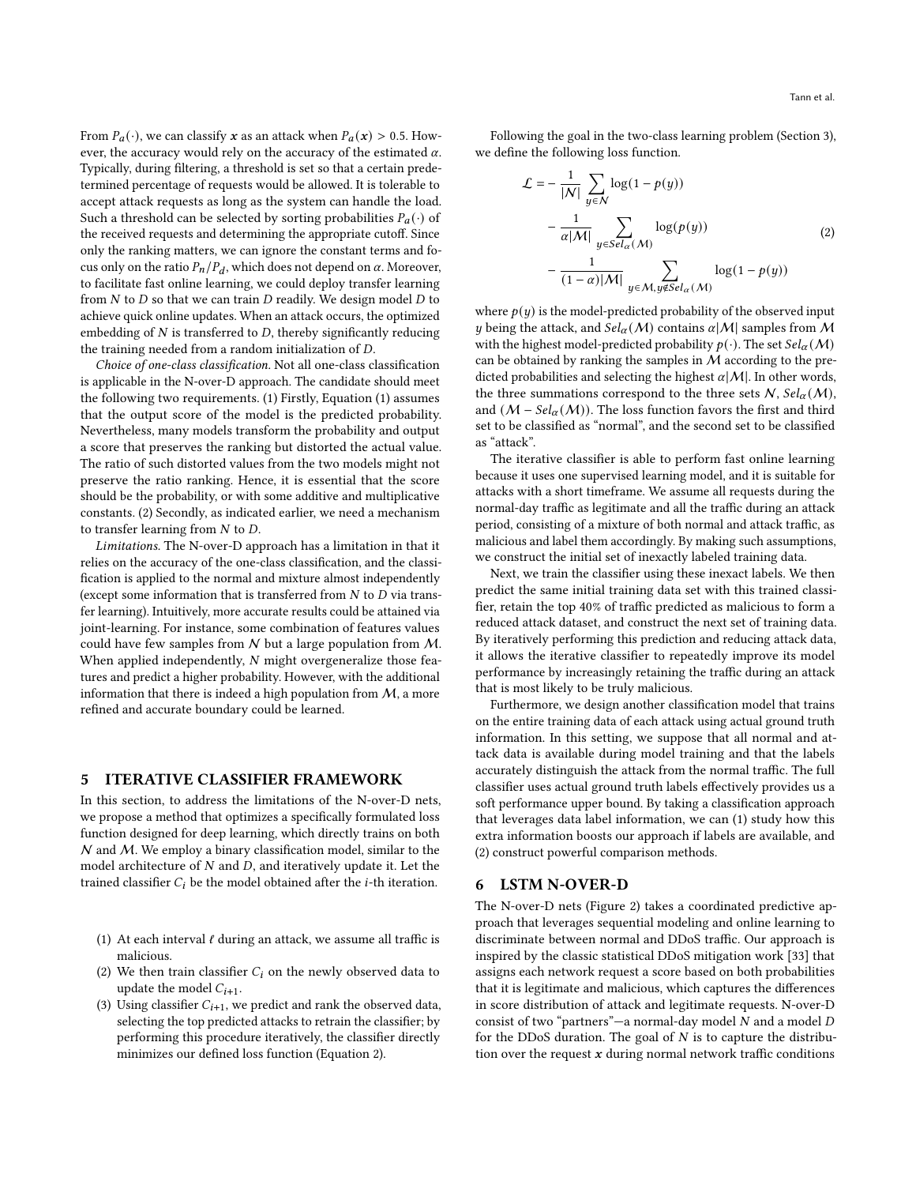From $P_a(\cdot)$, we can classify $\boldsymbol{x}$ as an attack when $P_a(\boldsymbol{x}) > 0.5$. However, the accuracy would rely on the accuracy of the estimated $\alpha$. Typically, during filtering, a threshold is set so that a certain predetermined percentage of requests would be allowed. It is tolerable to accept attack requests as long as the system can handle the load. Such a threshold can be selected by sorting probabilities $P_a(\cdot)$ of the received requests and determining the appropriate cutoff. Since only the ranking matters, we can ignore the constant terms and focus only on the ratio $P_n/P_d$, which does not depend on $\alpha$. Moreover, to facilitate fast online learning, we could deploy transfer learning from $N$ to $D$ so that we can train $D$ readily. We design model $D$ to achieve quick online updates. When an attack occurs, the optimized embedding of $N$ is transferred to $D$, thereby significantly reducing the training needed from a random initialization of $D$.

*Choice of one-class classification.* Not all one-class classification is applicable in the N-over-D approach. The candidate should meet the following two requirements. (1) Firstly, Equation (1) assumes that the output score of the model is the predicted probability. Nevertheless, many models transform the probability and output a score that preserves the ranking but distorted the actual value. The ratio of such distorted values from the two models might not preserve the ratio ranking. Hence, it is essential that the score should be the probability, or with some additive and multiplicative constants. (2) Secondly, as indicated earlier, we need a mechanism to transfer learning from $N$ to $D$.

*Limitations.* The N-over-D approach has a limitation in that it relies on the accuracy of the one-class classification, and the classification is applied to the normal and mixture almost independently (except some information that is transferred from $N$ to $D$ via transfer learning). Intuitively, more accurate results could be attained via joint-learning. For instance, some combination of features values could have few samples from $\mathcal{N}$ but a large population from $\mathcal{M}$. When applied independently, $N$ might overgeneralize those features and predict a higher probability. However, with the additional information that there is indeed a high population from $\mathcal{M}$, a more refined and accurate boundary could be learned.

## 5 ITERATIVE CLASSIFIER FRAMEWORK

In this section, to address the limitations of the N-over-D nets, we propose a method that optimizes a specifically formulated loss function designed for deep learning, which directly trains on both $\mathcal{N}$ and $\mathcal{M}$. We employ a binary classification model, similar to the model architecture of $N$ and $D$, and iteratively update it. Let the trained classifier $C_i$ be the model obtained after the $i$-th iteration.

(1) At each interval $\ell$ during an attack, we assume all traffic is malicious.
(2) We then train classifier $C_i$ on the newly observed data to update the model $C_{i+1}$.
(3) Using classifier $C_{i+1}$, we predict and rank the observed data, selecting the top predicted attacks to retrain the classifier; by performing this procedure iteratively, the classifier directly minimizes our defined loss function (Equation 2).

Following the goal in the two-class learning problem (Section 3), we define the following loss function.

$$
\begin{aligned}
\mathcal{L} = &-\frac{1}{|\mathcal{N}|}\sum_{y\in\mathcal{N}}\log(1-p(y)) \\
&-\frac{1}{\alpha|\mathcal{M}|}\sum_{y\in Sel_\alpha(\mathcal{M})}\log(p(y)) \\
&-\frac{1}{(1-\alpha)|\mathcal{M}|}\sum_{y\in\mathcal{M}, y\notin Sel_\alpha(\mathcal{M})}\log(1-p(y))
\end{aligned}
\tag{2}
$$

where $p(y)$ is the model-predicted probability of the observed input $y$ being the attack, and $Sel_\alpha(\mathcal{M})$ contains $\alpha|\mathcal{M}|$ samples from $\mathcal{M}$ with the highest model-predicted probability $p(\cdot)$. The set $Sel_\alpha(\mathcal{M})$ can be obtained by ranking the samples in $\mathcal{M}$ according to the predicted probabilities and selecting the highest $\alpha|\mathcal{M}|$. In other words, the three summations correspond to the three sets $\mathcal{N}$, $Sel_\alpha(\mathcal{M})$, and $(\mathcal{M} - Sel_\alpha(\mathcal{M}))$. The loss function favors the first and third set to be classified as "normal", and the second set to be classified as "attack".

The iterative classifier is able to perform fast online learning because it uses one supervised learning model, and it is suitable for attacks with a short timeframe. We assume all requests during the normal-day traffic as legitimate and all the traffic during an attack period, consisting of a mixture of both normal and attack traffic, as malicious and label them accordingly. By making such assumptions, we construct the initial set of inexactly labeled training data.

Next, we train the classifier using these inexact labels. We then predict the same initial training data set with this trained classifier, retain the top 40% of traffic predicted as malicious to form a reduced attack dataset, and construct the next set of training data. By iteratively performing this prediction and reducing attack data, it allows the iterative classifier to repeatedly improve its model performance by increasingly retaining the traffic during an attack that is most likely to be truly malicious.

Furthermore, we design another classification model that trains on the entire training data of each attack using actual ground truth information. In this setting, we suppose that all normal and attack data is available during model training and that the labels accurately distinguish the attack from the normal traffic. The full classifier uses actual ground truth labels effectively provides us a soft performance upper bound. By taking a classification approach that leverages data label information, we can (1) study how this extra information boosts our approach if labels are available, and (2) construct powerful comparison methods.

## 6 LSTM N-OVER-D

The N-over-D nets (Figure 2) takes a coordinated predictive approach that leverages sequential modeling and online learning to discriminate between normal and DDoS traffic. Our approach is inspired by the classic statistical DDoS mitigation work [33] that assigns each network request a score based on both probabilities that it is legitimate and malicious, which captures the differences in score distribution of attack and legitimate requests. N-over-D consist of two "partners"—a normal-day model $N$ and a model $D$ for the DDoS duration. The goal of $N$ is to capture the distribution over the request $\boldsymbol{x}$ during normal network traffic conditions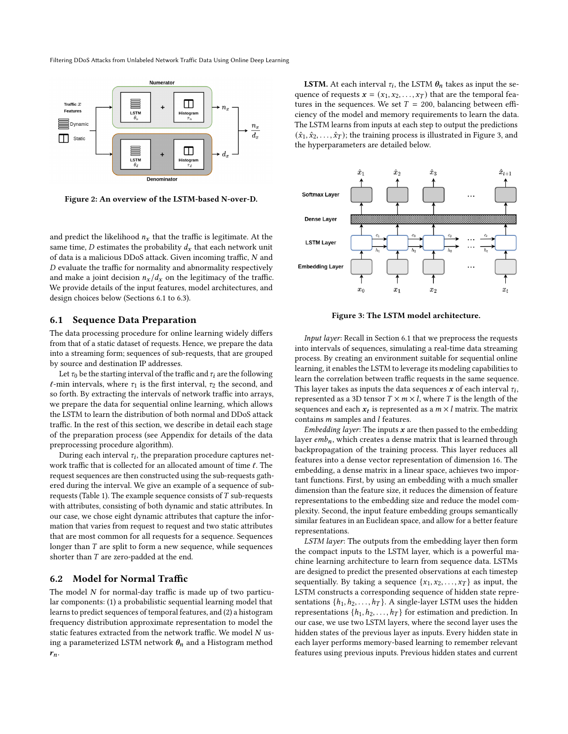Figure 2: An overview of the LSTM-based N-over-D.

and predict the likelihood $n_x$ that the traffic is legitimate. At the same time, $D$ estimates the probability $d_x$ that each network unit of data is a malicious DDoS attack. Given incoming traffic, $N$ and $D$ evaluate the traffic for normality and abnormality respectively and make a joint decision $n_x/d_x$ on the legitimacy of the traffic. We provide details of the input features, model architectures, and design choices below (Sections 6.1 to 6.3).

## 6.1 Sequence Data Preparation

The data processing procedure for online learning widely differs from that of a static dataset of requests. Hence, we prepare the data into a streaming form; sequences of sub-requests, that are grouped by source and destination IP addresses.

Let $\tau_0$ be the starting interval of the traffic and $\tau_i$ are the following $\ell$-min intervals, where $\tau_1$ is the first interval, $\tau_2$ the second, and so forth. By extracting the intervals of network traffic into arrays, we prepare the data for sequential online learning, which allows the LSTM to learn the distribution of both normal and DDoS attack traffic. In the rest of this section, we describe in detail each stage of the preparation process (see Appendix for details of the data preprocessing procedure algorithm).

During each interval $\tau_i$, the preparation procedure captures network traffic that is collected for an allocated amount of time $\ell$. The request sequences are then constructed using the sub-requests gathered during the interval. We give an example of a sequence of sub-requests (Table 1). The example sequence consists of $T$ sub-requests with attributes, consisting of both dynamic and static attributes. In our case, we chose eight dynamic attributes that capture the information that varies from request to request and two static attributes that are most common for all requests for a sequence. Sequences longer than $T$ are split to form a new sequence, while sequences shorter than $T$ are zero-padded at the end.

## 6.2 Model for Normal Traffic

The model $N$ for normal-day traffic is made up of two particular components: (1) a probabilistic sequential learning model that learns to predict sequences of temporal features, and (2) a histogram frequency distribution approximate representation to model the static features extracted from the network traffic. We model $N$ using a parameterized LSTM network $\boldsymbol{\theta}_n$ and a Histogram method $\boldsymbol{r}_n$.

**LSTM.** At each interval $\tau_i$, the LSTM $\boldsymbol{\theta}_n$ takes as input the sequence of requests $\boldsymbol{x} = (x_1, x_2, \ldots, x_T)$ that are the temporal features in the sequences. We set $T = 200$, balancing between efficiency of the model and memory requirements to learn the data. The LSTM learns from inputs at each step to output the predictions $(\hat{x}_1, \hat{x}_2, \ldots, \hat{x}_T)$; the training process is illustrated in Figure 3, and the hyperparameters are detailed below.

Figure 3: The LSTM model architecture.

*Input layer*: Recall in Section 6.1 that we preprocess the requests into intervals of sequences, simulating a real-time data streaming process. By creating an environment suitable for sequential online learning, it enables the LSTM to leverage its modeling capabilities to learn the correlation between traffic requests in the same sequence. This layer takes as inputs the data sequences $\boldsymbol{x}$ of each interval $\tau_i$, represented as a 3D tensor $T \times m \times l$, where $T$ is the length of the sequences and each $\boldsymbol{x}_t$ is represented as a $m \times l$ matrix. The matrix contains $m$ samples and $l$ features.

*Embedding layer*: The inputs $\boldsymbol{x}$ are then passed to the embedding layer $emb_n$, which creates a dense matrix that is learned through backpropagation of the training process. This layer reduces all features into a dense vector representation of dimension 16. The embedding, a dense matrix in a linear space, achieves two important functions. First, by using an embedding with a much smaller dimension than the feature size, it reduces the dimension of feature representations to the embedding size and reduce the model complexity. Second, the input feature embedding groups semantically similar features in an Euclidean space, and allow for a better feature representations.

*LSTM layer*: The outputs from the embedding layer then form the compact inputs to the LSTM layer, which is a powerful machine learning architecture to learn from sequence data. LSTMs are designed to predict the presented observations at each timestep sequentially. By taking a sequence $\{x_1, x_2, \ldots, x_T\}$ as input, the LSTM constructs a corresponding sequence of hidden state representations $\{h_1, h_2, \ldots, h_T\}$. A single-layer LSTM uses the hidden representations $\{h_1, h_2, \ldots, h_T\}$ for estimation and prediction. In our case, we use two LSTM layers, where the second layer uses the hidden states of the previous layer as inputs. Every hidden state in each layer performs memory-based learning to remember relevant features using previous inputs. Previous hidden states and current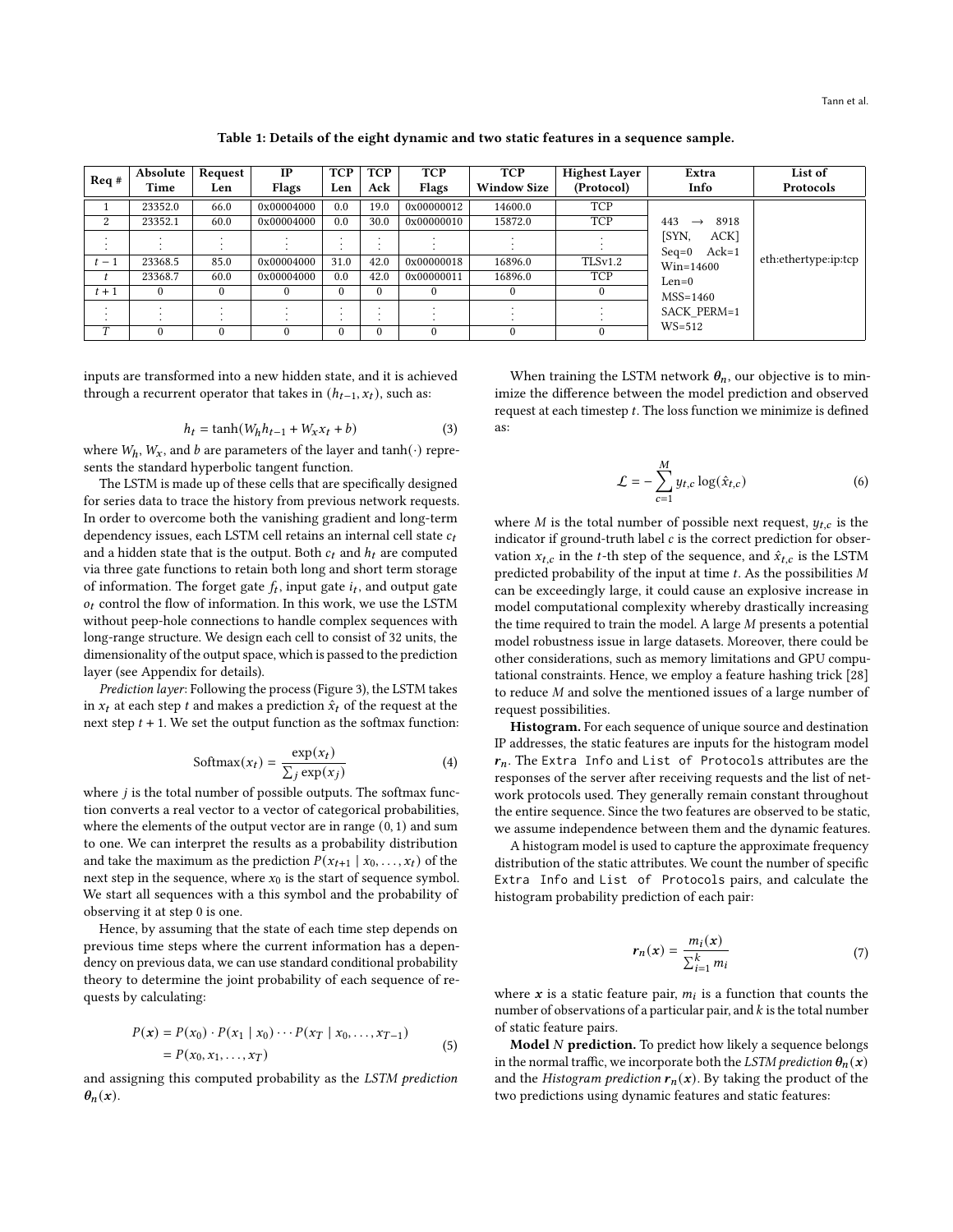Table 1: Details of the eight dynamic and two static features in a sequence sample.

| Req # | Absolute Time | Request Len | IP Flags | TCP Len | TCP Ack | TCP Flags | TCP Window Size | Highest Layer (Protocol) | Extra Info | List of Protocols |
|---|---|---|---|---|---|---|---|---|---|---|
| 1 | 23352.0 | 66.0 | 0x00004000 | 0.0 | 19.0 | 0x00000012 | 14600.0 | TCP | 443 → 8918 [SYN, ACK] Seq=0 Ack=1 Win=14600 Len=0 MSS=1460 SACK_PERM=1 WS=512 | eth:ethertype:ip:tcp |
| 2 | 23352.1 | 60.0 | 0x00004000 | 0.0 | 30.0 | 0x00000010 | 15872.0 | TCP | | |
| ⋮ | ⋮ | ⋮ | ⋮ | ⋮ | ⋮ | ⋮ | ⋮ | ⋮ | | |
| $t-1$ | 23368.5 | 85.0 | 0x00004000 | 31.0 | 42.0 | 0x00000018 | 16896.0 | TLSv1.2 | | |
| $t$ | 23368.7 | 60.0 | 0x00004000 | 0.0 | 42.0 | 0x00000011 | 16896.0 | TCP | | |
| $t+1$ | 0 | 0 | 0 | 0 | 0 | 0 | 0 | 0 | | |
| ⋮ | ⋮ | ⋮ | ⋮ | ⋮ | ⋮ | ⋮ | ⋮ | ⋮ | | |
| $T$ | 0 | 0 | 0 | 0 | 0 | 0 | 0 | 0 | | |

inputs are transformed into a new hidden state, and it is achieved through a recurrent operator that takes in $(h_{t-1}, x_t)$, such as:

$$h_t = \tanh(W_h h_{t-1} + W_x x_t + b) \tag{3}$$

where $W_h$, $W_x$, and $b$ are parameters of the layer and $\tanh(\cdot)$ represents the standard hyperbolic tangent function.

The LSTM is made up of these cells that are specifically designed for series data to trace the history from previous network requests. In order to overcome both the vanishing gradient and long-term dependency issues, each LSTM cell retains an internal cell state $c_t$ and a hidden state that is the output. Both $c_t$ and $h_t$ are computed via three gate functions to retain both long and short term storage of information. The forget gate $f_t$, input gate $i_t$, and output gate $o_t$ control the flow of information. In this work, we use the LSTM without peep-hole connections to handle complex sequences with long-range structure. We design each cell to consist of 32 units, the dimensionality of the output space, which is passed to the prediction layer (see Appendix for details).

*Prediction layer*: Following the process (Figure 3), the LSTM takes in $x_t$ at each step $t$ and makes a prediction $\hat{x}_t$ of the request at the next step $t+1$. We set the output function as the softmax function:

$$\text{Softmax}(x_t) = \frac{\exp(x_t)}{\sum_j \exp(x_j)} \tag{4}$$

where $j$ is the total number of possible outputs. The softmax function converts a real vector to a vector of categorical probabilities, where the elements of the output vector are in range $(0, 1)$ and sum to one. We can interpret the results as a probability distribution and take the maximum as the prediction $P(x_{t+1} \mid x_0, \ldots, x_t)$ of the next step in the sequence, where $x_0$ is the start of sequence symbol. We start all sequences with a this symbol and the probability of observing it at step 0 is one.

Hence, by assuming that the state of each time step depends on previous time steps where the current information has a dependency on previous data, we can use standard conditional probability theory to determine the joint probability of each sequence of requests by calculating:

$$\begin{aligned} P(\boldsymbol{x}) &= P(x_0) \cdot P(x_1 \mid x_0) \cdots P(x_T \mid x_0, \ldots, x_{T-1}) \\ &= P(x_0, x_1, \ldots, x_T) \end{aligned} \tag{5}$$

and assigning this computed probability as the *LSTM prediction* $\boldsymbol{\theta}_n(\boldsymbol{x})$.

When training the LSTM network $\boldsymbol{\theta}_n$, our objective is to minimize the difference between the model prediction and observed request at each timestep $t$. The loss function we minimize is defined as:

$$\mathcal{L} = -\sum_{c=1}^{M} y_{t,c} \log(\hat{x}_{t,c}) \tag{6}$$

where $M$ is the total number of possible next request, $y_{t,c}$ is the indicator if ground-truth label $c$ is the correct prediction for observation $x_{t,c}$ in the $t$-th step of the sequence, and $\hat{x}_{t,c}$ is the LSTM predicted probability of the input at time $t$. As the possibilities $M$ can be exceedingly large, it could cause an explosive increase in model computational complexity whereby drastically increasing the time required to train the model. A large $M$ presents a potential model robustness issue in large datasets. Moreover, there could be other considerations, such as memory limitations and GPU computational constraints. Hence, we employ a feature hashing trick [28] to reduce $M$ and solve the mentioned issues of a large number of request possibilities.

**Histogram.** For each sequence of unique source and destination IP addresses, the static features are inputs for the histogram model $\boldsymbol{r}_n$. The `Extra Info` and `List of Protocols` attributes are the responses of the server after receiving requests and the list of network protocols used. They generally remain constant throughout the entire sequence. Since the two features are observed to be static, we assume independence between them and the dynamic features.

A histogram model is used to capture the approximate frequency distribution of the static attributes. We count the number of specific `Extra Info` and `List of Protocols` pairs, and calculate the histogram probability prediction of each pair:

$$\boldsymbol{r}_n(\boldsymbol{x}) = \frac{m_i(\boldsymbol{x})}{\sum_{i=1}^{k} m_i} \tag{7}$$

where $\boldsymbol{x}$ is a static feature pair, $m_i$ is a function that counts the number of observations of a particular pair, and $k$ is the total number of static feature pairs.

**Model $N$ prediction.** To predict how likely a sequence belongs in the normal traffic, we incorporate both the *LSTM prediction* $\boldsymbol{\theta}_n(\boldsymbol{x})$ and the *Histogram prediction* $\boldsymbol{r}_n(\boldsymbol{x})$. By taking the product of the two predictions using dynamic features and static features: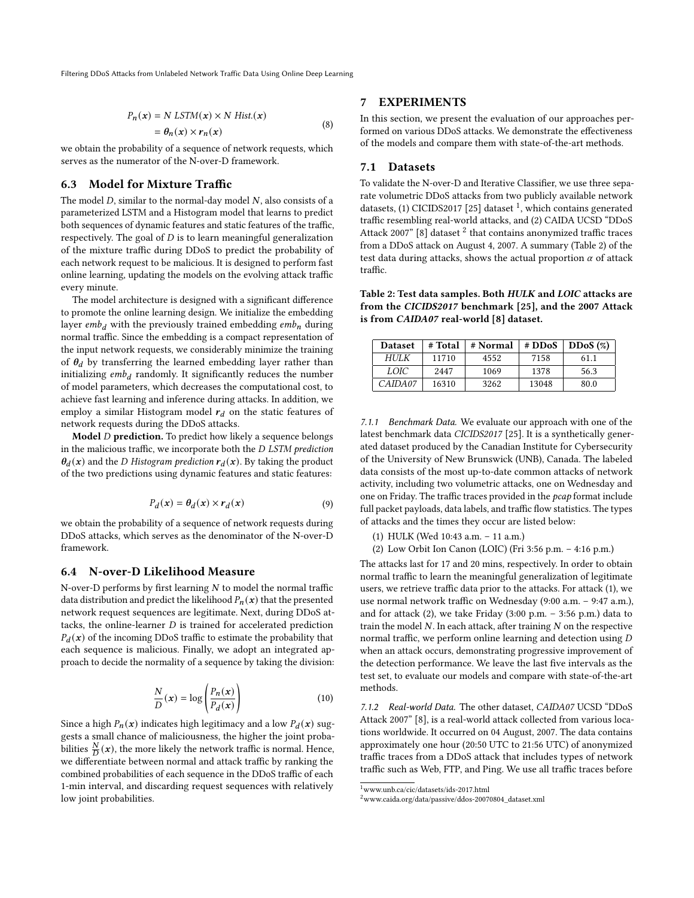$$P_n(\boldsymbol{x}) = N\ LSTM(\boldsymbol{x}) \times N\ Hist.(\boldsymbol{x}) \\ = \boldsymbol{\theta}_n(\boldsymbol{x}) \times \boldsymbol{r}_n(\boldsymbol{x}) \tag{8}$$

we obtain the probability of a sequence of network requests, which serves as the numerator of the N-over-D framework.

### 6.3 Model for Mixture Traffic

The model $D$, similar to the normal-day model $N$, also consists of a parameterized LSTM and a Histogram model that learns to predict both sequences of dynamic features and static features of the traffic, respectively. The goal of $D$ is to learn meaningful generalization of the mixture traffic during DDoS to predict the probability of each network request to be malicious. It is designed to perform fast online learning, updating the models on the evolving attack traffic every minute.

The model architecture is designed with a significant difference to promote the online learning design. We initialize the embedding layer $emb_d$ with the previously trained embedding $emb_n$ during normal traffic. Since the embedding is a compact representation of the input network requests, we considerably minimize the training of $\boldsymbol{\theta}_d$ by transferring the learned embedding layer rather than initializing $emb_d$ randomly. It significantly reduces the number of model parameters, which decreases the computational cost, to achieve fast learning and inference during attacks. In addition, we employ a similar Histogram model $\boldsymbol{r}_d$ on the static features of network requests during the DDoS attacks.

**Model $D$ prediction.** To predict how likely a sequence belongs in the malicious traffic, we incorporate both the *D LSTM prediction* $\boldsymbol{\theta}_d(\boldsymbol{x})$ and the *D Histogram prediction* $\boldsymbol{r}_d(\boldsymbol{x})$. By taking the product of the two predictions using dynamic features and static features:

$$P_d(\boldsymbol{x}) = \boldsymbol{\theta}_d(\boldsymbol{x}) \times \boldsymbol{r}_d(\boldsymbol{x}) \tag{9}$$

we obtain the probability of a sequence of network requests during DDoS attacks, which serves as the denominator of the N-over-D framework.

### 6.4 N-over-D Likelihood Measure

N-over-D performs by first learning $N$ to model the normal traffic data distribution and predict the likelihood $P_n(\boldsymbol{x})$ that the presented network request sequences are legitimate. Next, during DDoS attacks, the online-learner $D$ is trained for accelerated prediction $P_d(\boldsymbol{x})$ of the incoming DDoS traffic to estimate the probability that each sequence is malicious. Finally, we adopt an integrated approach to decide the normality of a sequence by taking the division:

$$\frac{N}{D}(\boldsymbol{x}) = \log\left(\frac{P_n(\boldsymbol{x})}{P_d(\boldsymbol{x})}\right) \tag{10}$$

Since a high $P_n(\boldsymbol{x})$ indicates high legitimacy and a low $P_d(\boldsymbol{x})$ suggests a small chance of maliciousness, the higher the joint probabilities $\frac{N}{D}(\boldsymbol{x})$, the more likely the network traffic is normal. Hence, we differentiate between normal and attack traffic by ranking the combined probabilities of each sequence in the DDoS traffic of each 1-min interval, and discarding request sequences with relatively low joint probabilities.

## 7 EXPERIMENTS

In this section, we present the evaluation of our approaches performed on various DDoS attacks. We demonstrate the effectiveness of the models and compare them with state-of-the-art methods.

### 7.1 Datasets

To validate the N-over-D and Iterative Classifier, we use three separate volumetric DDoS attacks from two publicly available network datasets, (1) CICIDS2017 [25] dataset [1], which contains generated traffic resembling real-world attacks, and (2) CAIDA UCSD "DDoS Attack 2007" [8] dataset [2] that contains anonymized traffic traces from a DDoS attack on August 4, 2007. A summary (Table 2) of the test data during attacks, shows the actual proportion $\alpha$ of attack traffic.

**Table 2: Test data samples. Both *HULK* and *LOIC* attacks are from the *CICIDS2017* benchmark [25], and the 2007 Attack is from *CAIDA07* real-world [8] dataset.**

| Dataset | # Total | # Normal | # DDoS | DDoS (%) |
|---|---|---|---|---|
| *HULK* | 11710 | 4552 | 7158 | 61.1 |
| *LOIC* | 2447 | 1069 | 1378 | 56.3 |
| *CAIDA07* | 16310 | 3262 | 13048 | 80.0 |

*7.1.1 Benchmark Data.* We evaluate our approach with one of the latest benchmark data *CICIDS2017* [25]. It is a synthetically generated dataset produced by the Canadian Institute for Cybersecurity of the University of New Brunswick (UNB), Canada. The labeled data consists of the most up-to-date common attacks of network activity, including two volumetric attacks, one on Wednesday and one on Friday. The traffic traces provided in the *pcap* format include full packet payloads, data labels, and traffic flow statistics. The types of attacks and the times they occur are listed below:

(1) HULK (Wed 10:43 a.m. – 11 a.m.)
(2) Low Orbit Ion Canon (LOIC) (Fri 3:56 p.m. – 4:16 p.m.)

The attacks last for 17 and 20 mins, respectively. In order to obtain normal traffic to learn the meaningful generalization of legitimate users, we retrieve traffic data prior to the attacks. For attack (1), we use normal network traffic on Wednesday (9:00 a.m. – 9:47 a.m.), and for attack (2), we take Friday (3:00 p.m. – 3:56 p.m.) data to train the model $N$. In each attack, after training $N$ on the respective normal traffic, we perform online learning and detection using $D$ when an attack occurs, demonstrating progressive improvement of the detection performance. We leave the last five intervals as the test set, to evaluate our models and compare with state-of-the-art methods.

*7.1.2 Real-world Data.* The other dataset, *CAIDA07* UCSD "DDoS Attack 2007" [8], is a real-world attack collected from various locations worldwide. It occurred on 04 August, 2007. The data contains approximately one hour (20:50 UTC to 21:56 UTC) of anonymized traffic traces from a DDoS attack that includes types of network traffic such as Web, FTP, and Ping. We use all traffic traces before

[1] www.unb.ca/cic/datasets/ids-2017.html
[2] www.caida.org/data/passive/ddos-20070804_dataset.xml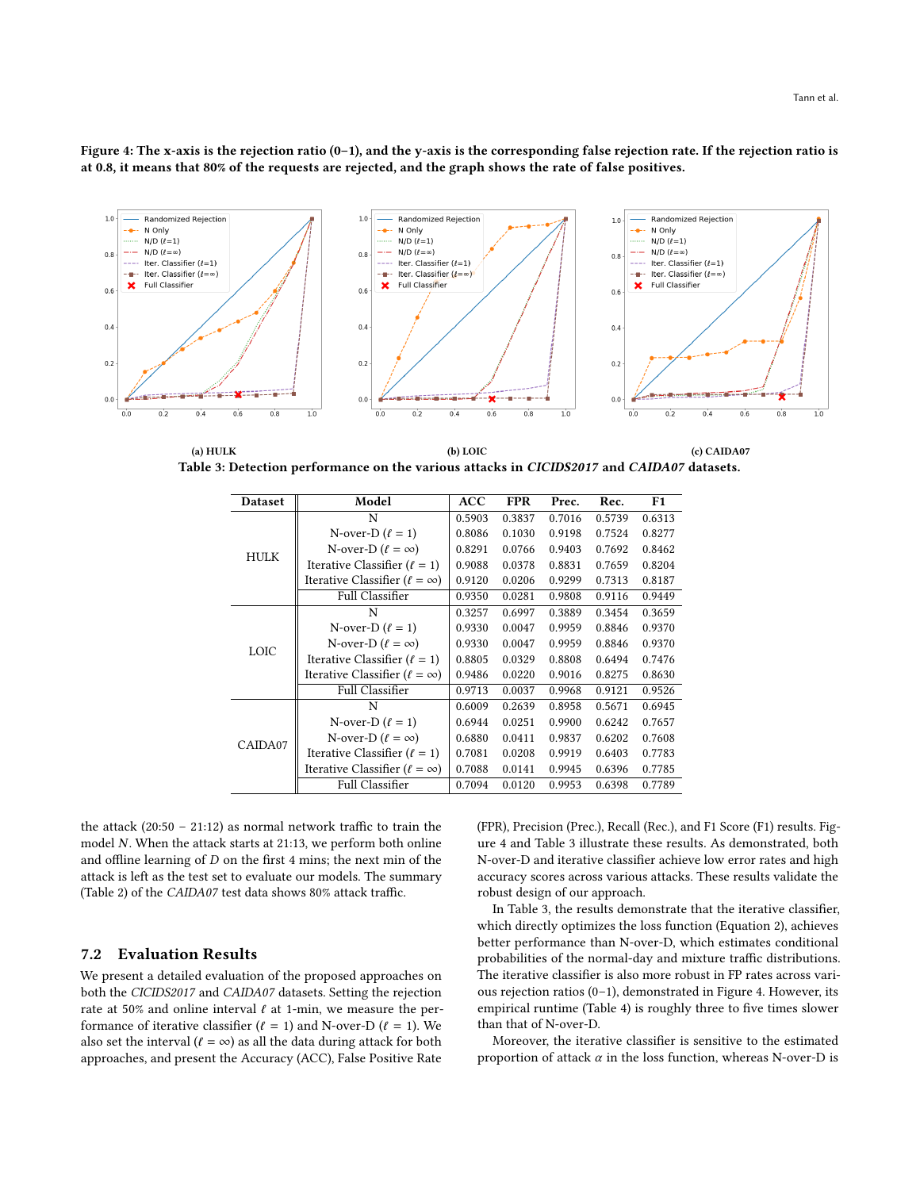**Figure 4: The x-axis is the rejection ratio (0–1), and the y-axis is the corresponding false rejection rate. If the rejection ratio is at 0.8, it means that 80% of the requests are rejected, and the graph shows the rate of false positives.**

(a) HULK

(b) LOIC

(c) CAIDA07

**Table 3: Detection performance on the various attacks in *CICIDS2017* and *CAIDA07* datasets.**

| Dataset | Model | ACC | FPR | Prec. | Rec. | F1 |
|---|---|---|---|---|---|---|
| HULK | N | 0.5903 | 0.3837 | 0.7016 | 0.5739 | 0.6313 |
| | N-over-D ($\ell = 1$) | 0.8086 | 0.1030 | 0.9198 | 0.7524 | 0.8277 |
| | N-over-D ($\ell = \infty$) | 0.8291 | 0.0766 | 0.9403 | 0.7692 | 0.8462 |
| | Iterative Classifier ($\ell = 1$) | 0.9088 | 0.0378 | 0.8831 | 0.7659 | 0.8204 |
| | Iterative Classifier ($\ell = \infty$) | 0.9120 | 0.0206 | 0.9299 | 0.7313 | 0.8187 |
| | Full Classifier | 0.9350 | 0.0281 | 0.9808 | 0.9116 | 0.9449 |
| LOIC | N | 0.3257 | 0.6997 | 0.3889 | 0.3454 | 0.3659 |
| | N-over-D ($\ell = 1$) | 0.9330 | 0.0047 | 0.9959 | 0.8846 | 0.9370 |
| | N-over-D ($\ell = \infty$) | 0.9330 | 0.0047 | 0.9959 | 0.8846 | 0.9370 |
| | Iterative Classifier ($\ell = 1$) | 0.8805 | 0.0329 | 0.8808 | 0.6494 | 0.7476 |
| | Iterative Classifier ($\ell = \infty$) | 0.9486 | 0.0220 | 0.9016 | 0.8275 | 0.8630 |
| | Full Classifier | 0.9713 | 0.0037 | 0.9968 | 0.9121 | 0.9526 |
| CAIDA07 | N | 0.6009 | 0.2639 | 0.8958 | 0.5671 | 0.6945 |
| | N-over-D ($\ell = 1$) | 0.6944 | 0.0251 | 0.9900 | 0.6242 | 0.7657 |
| | N-over-D ($\ell = \infty$) | 0.6880 | 0.0411 | 0.9837 | 0.6202 | 0.7608 |
| | Iterative Classifier ($\ell = 1$) | 0.7081 | 0.0208 | 0.9919 | 0.6403 | 0.7783 |
| | Iterative Classifier ($\ell = \infty$) | 0.7088 | 0.0141 | 0.9945 | 0.6396 | 0.7785 |
| | Full Classifier | 0.7094 | 0.0120 | 0.9953 | 0.6398 | 0.7789 |

the attack (20:50 – 21:12) as normal network traffic to train the model $N$. When the attack starts at 21:13, we perform both online and offline learning of $D$ on the first 4 mins; the next min of the attack is left as the test set to evaluate our models. The summary (Table 2) of the *CAIDA07* test data shows 80% attack traffic.

## 7.2 Evaluation Results

We present a detailed evaluation of the proposed approaches on both the *CICIDS2017* and *CAIDA07* datasets. Setting the rejection rate at 50% and online interval $\ell$ at 1-min, we measure the performance of iterative classifier ($\ell = 1$) and N-over-D ($\ell = 1$). We also set the interval ($\ell = \infty$) as all the data during attack for both approaches, and present the Accuracy (ACC), False Positive Rate (FPR), Precision (Prec.), Recall (Rec.), and F1 Score (F1) results. Figure 4 and Table 3 illustrate these results. As demonstrated, both N-over-D and iterative classifier achieve low error rates and high accuracy scores across various attacks. These results validate the robust design of our approach.

In Table 3, the results demonstrate that the iterative classifier, which directly optimizes the loss function (Equation 2), achieves better performance than N-over-D, which estimates conditional probabilities of the normal-day and mixture traffic distributions. The iterative classifier is also more robust in FP rates across various rejection ratios (0–1), demonstrated in Figure 4. However, its empirical runtime (Table 4) is roughly three to five times slower than that of N-over-D.

Moreover, the iterative classifier is sensitive to the estimated proportion of attack $\alpha$ in the loss function, whereas N-over-D is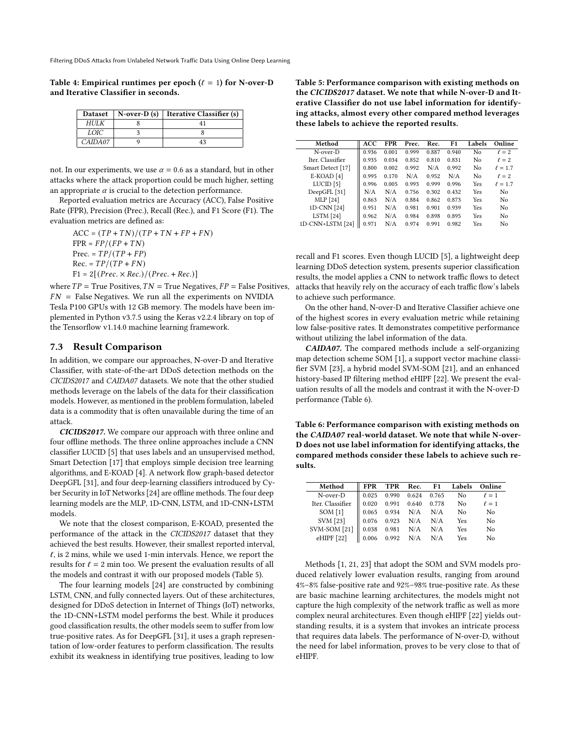Table 4: Empirical runtimes per epoch ($\ell = 1$) for N-over-D and Iterative Classifier in seconds.

| Dataset | N-over-D (s) | Iterative Classifier (s) |
|---|---|---|
| *HULK* | 8 | 41 |
| *LOIC* | 3 | 8 |
| *CAIDA07* | 9 | 43 |

not. In our experiments, we use $\alpha = 0.6$ as a standard, but in other attacks where the attack proportion could be much higher, setting an appropriate $\alpha$ is crucial to the detection performance.

Reported evaluation metrics are Accuracy (ACC), False Positive Rate (FPR), Precision (Prec.), Recall (Rec.), and F1 Score (F1). The evaluation metrics are defined as:

$$\text{ACC} = (TP + TN)/(TP + TN + FP + FN)$$
$$\text{FPR} = FP/(FP + TN)$$
$$\text{Prec.} = TP/(TP + FP)$$
$$\text{Rec.} = TP/(TP + FN)$$
$$\text{F1} = 2[(Prec. \times Rec.)/(Prec. + Rec.)]$$

where $TP$ = True Positives, $TN$ = True Negatives, $FP$ = False Positives, $FN$ = False Negatives. We run all the experiments on NVIDIA Tesla P100 GPUs with 12 GB memory. The models have been implemented in Python v3.7.5 using the Keras v2.2.4 library on top of the Tensorflow v1.14.0 machine learning framework.

## 7.3 Result Comparison

In addition, we compare our approaches, N-over-D and Iterative Classifier, with state-of-the-art DDoS detection methods on the *CICIDS2017* and *CAIDA07* datasets. We note that the other studied methods leverage on the labels of the data for their classification models. However, as mentioned in the problem formulation, labeled data is a commodity that is often unavailable during the time of an attack.

***CICIDS2017.*** We compare our approach with three online and four offline methods. The three online approaches include a CNN classifier LUCID [5] that uses labels and an unsupervised method, Smart Detection [17] that employs simple decision tree learning algorithms, and E-KOAD [4]. A network flow graph-based detector DeepGFL [31], and four deep-learning classifiers introduced by Cyber Security in IoT Networks [24] are offline methods. The four deep learning models are the MLP, 1D-CNN, LSTM, and 1D-CNN+LSTM models.

We note that the closest comparison, E-KOAD, presented the performance of the attack in the *CICIDS2017* dataset that they achieved the best results. However, their smallest reported interval, $\ell$, is 2 mins, while we used 1-min intervals. Hence, we report the results for $\ell = 2$ min too. We present the evaluation results of all the models and contrast it with our proposed models (Table 5).

The four learning models [24] are constructed by combining LSTM, CNN, and fully connected layers. Out of these architectures, designed for DDoS detection in Internet of Things (IoT) networks, the 1D-CNN+LSTM model performs the best. While it produces good classification results, the other models seem to suffer from low true-positive rates. As for DeepGFL [31], it uses a graph representation of low-order features to perform classification. The results exhibit its weakness in identifying true positives, leading to low recall and F1 scores. Even though LUCID [5], a lightweight deep learning DDoS detection system, presents superior classification results, the model applies a CNN to network traffic flows to detect attacks that heavily rely on the accuracy of each traffic flow's labels to achieve such performance.

Table 5: Performance comparison with existing methods on the *CICIDS2017* dataset. We note that while N-over-D and Iterative Classifier do not use label information for identifying attacks, almost every other compared method leverages these labels to achieve the reported results.

| Method | ACC | FPR | Prec. | Rec. | F1 | Labels | Online |
|---|---|---|---|---|---|---|---|
| N-over-D | 0.936 | 0.001 | 0.999 | 0.887 | 0.940 | No | $\ell = 2$ |
| Iter. Classifier | 0.935 | 0.034 | 0.852 | 0.810 | 0.831 | No | $\ell = 2$ |
| Smart Detect [17] | 0.800 | 0.002 | 0.992 | N/A | 0.992 | No | $\ell = 1.7$ |
| E-KOAD [4] | 0.995 | 0.170 | N/A | 0.952 | N/A | No | $\ell = 2$ |
| LUCID [5] | 0.996 | 0.005 | 0.993 | 0.999 | 0.996 | Yes | $\ell = 1.7$ |
| DeepGFL [31] | N/A | N/A | 0.756 | 0.302 | 0.432 | Yes | No |
| MLP [24] | 0.863 | N/A | 0.884 | 0.862 | 0.873 | Yes | No |
| 1D-CNN [24] | 0.951 | N/A | 0.981 | 0.901 | 0.939 | Yes | No |
| LSTM [24] | 0.962 | N/A | 0.984 | 0.898 | 0.895 | Yes | No |
| 1D-CNN+LSTM [24] | 0.971 | N/A | 0.974 | 0.991 | 0.982 | Yes | No |

On the other hand, N-over-D and Iterative Classifier achieve one of the highest scores in every evaluation metric while retaining low false-positive rates. It demonstrates competitive performance without utilizing the label information of the data.

***CAIDA07.*** The compared methods include a self-organizing map detection scheme SOM [1], a support vector machine classifier SVM [23], a hybrid model SVM-SOM [21], and an enhanced history-based IP filtering method eHIPF [22]. We present the evaluation results of all the models and contrast it with the N-over-D performance (Table 6).

Table 6: Performance comparison with existing methods on the *CAIDA07* real-world dataset. We note that while N-over-D does not use label information for identifying attacks, the compared methods consider these labels to achieve such results.

| Method | FPR | TPR | Rec. | F1 | Labels | Online |
|---|---|---|---|---|---|---|
| N-over-D | 0.025 | 0.990 | 0.624 | 0.765 | No | $\ell = 1$ |
| Iter. Classifier | 0.020 | 0.991 | 0.640 | 0.778 | No | $\ell = 1$ |
| SOM [1] | 0.065 | 0.934 | N/A | N/A | No | No |
| SVM [23] | 0.076 | 0.923 | N/A | N/A | Yes | No |
| SVM-SOM [21] | 0.038 | 0.981 | N/A | N/A | Yes | No |
| eHIPF [22] | 0.006 | 0.992 | N/A | N/A | Yes | No |

Methods [1, 21, 23] that adopt the SOM and SVM models produced relatively lower evaluation results, ranging from around 4%–8% false-positive rate and 92%–98% true-positive rate. As these are basic machine learning architectures, the models might not capture the high complexity of the network traffic as well as more complex neural architectures. Even though eHIPF [22] yields outstanding results, it is a system that invokes an intricate process that requires data labels. The performance of N-over-D, without the need for label information, proves to be very close to that of eHIPF.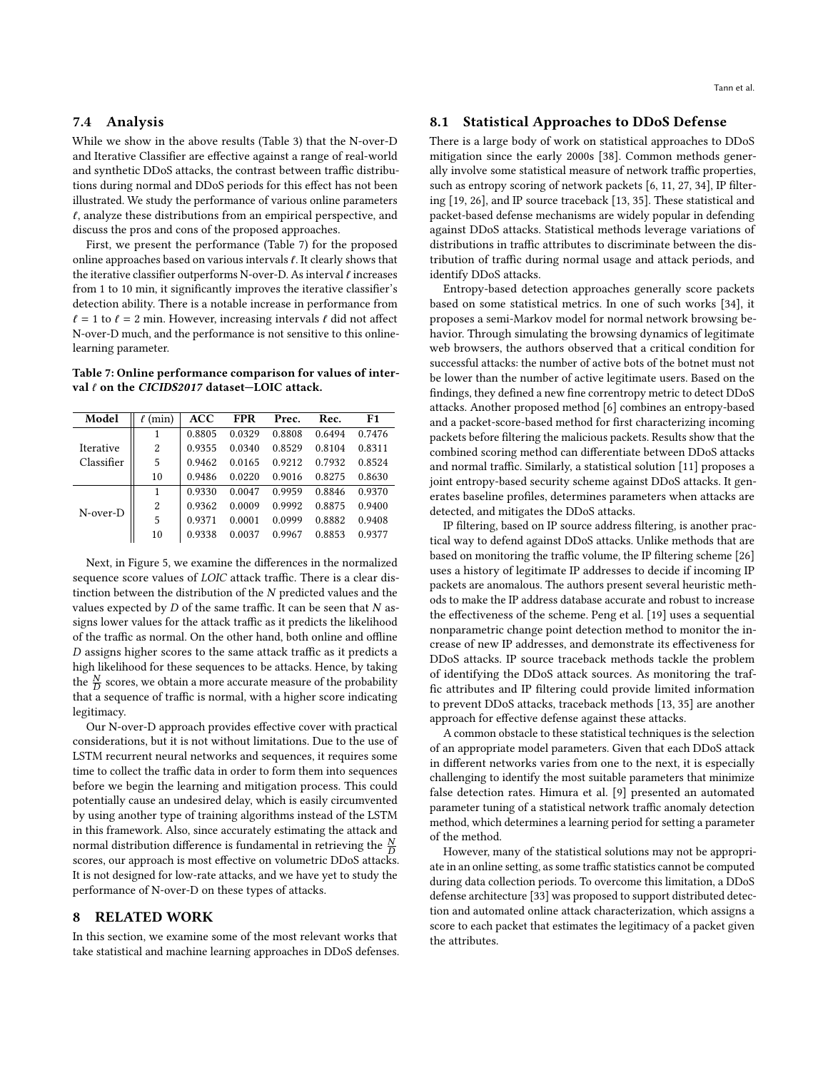### 7.4 Analysis

While we show in the above results (Table 3) that the N-over-D and Iterative Classifier are effective against a range of real-world and synthetic DDoS attacks, the contrast between traffic distributions during normal and DDoS periods for this effect has not been illustrated. We study the performance of various online parameters $\ell$, analyze these distributions from an empirical perspective, and discuss the pros and cons of the proposed approaches.

First, we present the performance (Table 7) for the proposed online approaches based on various intervals $\ell$. It clearly shows that the iterative classifier outperforms N-over-D. As interval $\ell$ increases from 1 to 10 min, it significantly improves the iterative classifier's detection ability. There is a notable increase in performance from $\ell = 1$ to $\ell = 2$ min. However, increasing intervals $\ell$ did not affect N-over-D much, and the performance is not sensitive to this online-learning parameter.

**Table 7: Online performance comparison for values of interval $\ell$ on the *CICIDS2017* dataset—LOIC attack.**

| Model | $\ell$ (min) | ACC | FPR | Prec. | Rec. | F1 |
|---|---|---|---|---|---|---|
| Iterative Classifier | 1 | 0.8805 | 0.0329 | 0.8808 | 0.6494 | 0.7476 |
| | 2 | 0.9355 | 0.0340 | 0.8529 | 0.8104 | 0.8311 |
| | 5 | 0.9462 | 0.0165 | 0.9212 | 0.7932 | 0.8524 |
| | 10 | 0.9486 | 0.0220 | 0.9016 | 0.8275 | 0.8630 |
| N-over-D | 1 | 0.9330 | 0.0047 | 0.9959 | 0.8846 | 0.9370 |
| | 2 | 0.9362 | 0.0009 | 0.9992 | 0.8875 | 0.9400 |
| | 5 | 0.9371 | 0.0001 | 0.0999 | 0.8882 | 0.9408 |
| | 10 | 0.9338 | 0.0037 | 0.9967 | 0.8853 | 0.9377 |

Next, in Figure 5, we examine the differences in the normalized sequence score values of *LOIC* attack traffic. There is a clear distinction between the distribution of the $N$ predicted values and the values expected by $D$ of the same traffic. It can be seen that $N$ assigns lower values for the attack traffic as it predicts the likelihood of the traffic as normal. On the other hand, both online and offline $D$ assigns higher scores to the same attack traffic as it predicts a high likelihood for these sequences to be attacks. Hence, by taking the $\frac{N}{D}$ scores, we obtain a more accurate measure of the probability that a sequence of traffic is normal, with a higher score indicating legitimacy.

Our N-over-D approach provides effective cover with practical considerations, but it is not without limitations. Due to the use of LSTM recurrent neural networks and sequences, it requires some time to collect the traffic data in order to form them into sequences before we begin the learning and mitigation process. This could potentially cause an undesired delay, which is easily circumvented by using another type of training algorithms instead of the LSTM in this framework. Also, since accurately estimating the attack and normal distribution difference is fundamental in retrieving the $\frac{N}{D}$ scores, our approach is most effective on volumetric DDoS attacks. It is not designed for low-rate attacks, and we have yet to study the performance of N-over-D on these types of attacks.

## 8 RELATED WORK

In this section, we examine some of the most relevant works that take statistical and machine learning approaches in DDoS defenses.

### 8.1 Statistical Approaches to DDoS Defense

There is a large body of work on statistical approaches to DDoS mitigation since the early 2000s [38]. Common methods generally involve some statistical measure of network traffic properties, such as entropy scoring of network packets [6, 11, 27, 34], IP filtering [19, 26], and IP source traceback [13, 35]. These statistical and packet-based defense mechanisms are widely popular in defending against DDoS attacks. Statistical methods leverage variations of distributions in traffic attributes to discriminate between the distribution of traffic during normal usage and attack periods, and identify DDoS attacks.

Entropy-based detection approaches generally score packets based on some statistical metrics. In one of such works [34], it proposes a semi-Markov model for normal network browsing behavior. Through simulating the browsing dynamics of legitimate web browsers, the authors observed that a critical condition for successful attacks: the number of active bots of the botnet must not be lower than the number of active legitimate users. Based on the findings, they defined a new fine correntropy metric to detect DDoS attacks. Another proposed method [6] combines an entropy-based and a packet-score-based method for first characterizing incoming packets before filtering the malicious packets. Results show that the combined scoring method can differentiate between DDoS attacks and normal traffic. Similarly, a statistical solution [11] proposes a joint entropy-based security scheme against DDoS attacks. It generates baseline profiles, determines parameters when attacks are detected, and mitigates the DDoS attacks.

IP filtering, based on IP source address filtering, is another practical way to defend against DDoS attacks. Unlike methods that are based on monitoring the traffic volume, the IP filtering scheme [26] uses a history of legitimate IP addresses to decide if incoming IP packets are anomalous. The authors present several heuristic methods to make the IP address database accurate and robust to increase the effectiveness of the scheme. Peng et al. [19] uses a sequential nonparametric change point detection method to monitor the increase of new IP addresses, and demonstrate its effectiveness for DDoS attacks. IP source traceback methods tackle the problem of identifying the DDoS attack sources. As monitoring the traffic attributes and IP filtering could provide limited information to prevent DDoS attacks, traceback methods [13, 35] are another approach for effective defense against these attacks.

A common obstacle to these statistical techniques is the selection of an appropriate model parameters. Given that each DDoS attack in different networks varies from one to the next, it is especially challenging to identify the most suitable parameters that minimize false detection rates. Himura et al. [9] presented an automated parameter tuning of a statistical network traffic anomaly detection method, which determines a learning period for setting a parameter of the method.

However, many of the statistical solutions may not be appropriate in an online setting, as some traffic statistics cannot be computed during data collection periods. To overcome this limitation, a DDoS defense architecture [33] was proposed to support distributed detection and automated online attack characterization, which assigns a score to each packet that estimates the legitimacy of a packet given the attributes.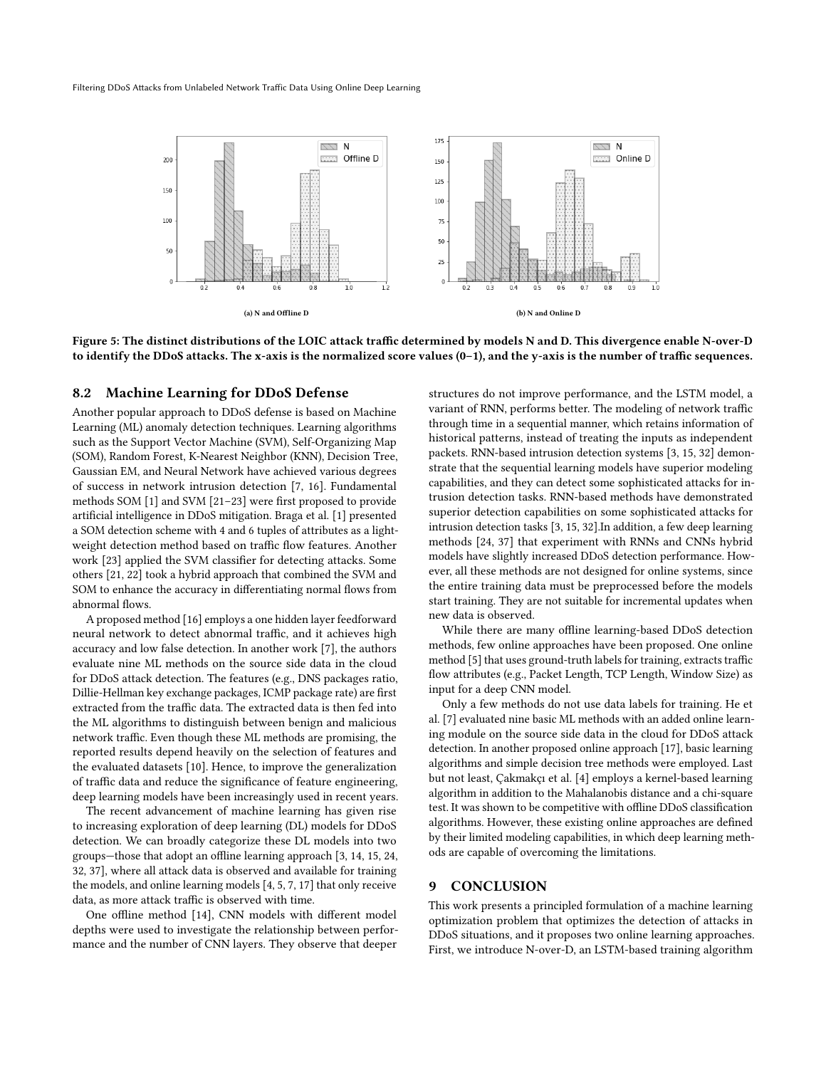(a) N and Offline D

(b) N and Online D

**Figure 5: The distinct distributions of the LOIC attack traffic determined by models N and D. This divergence enable N-over-D to identify the DDoS attacks. The x-axis is the normalized score values (0–1), and the y-axis is the number of traffic sequences.**

## 8.2 Machine Learning for DDoS Defense

Another popular approach to DDoS defense is based on Machine Learning (ML) anomaly detection techniques. Learning algorithms such as the Support Vector Machine (SVM), Self-Organizing Map (SOM), Random Forest, K-Nearest Neighbor (KNN), Decision Tree, Gaussian EM, and Neural Network have achieved various degrees of success in network intrusion detection [7, 16]. Fundamental methods SOM [1] and SVM [21–23] were first proposed to provide artificial intelligence in DDoS mitigation. Braga et al. [1] presented a SOM detection scheme with 4 and 6 tuples of attributes as a lightweight detection method based on traffic flow features. Another work [23] applied the SVM classifier for detecting attacks. Some others [21, 22] took a hybrid approach that combined the SVM and SOM to enhance the accuracy in differentiating normal flows from abnormal flows.

A proposed method [16] employs a one hidden layer feedforward neural network to detect abnormal traffic, and it achieves high accuracy and low false detection. In another work [7], the authors evaluate nine ML methods on the source side data in the cloud for DDoS attack detection. The features (e.g., DNS packages ratio, Dillie-Hellman key exchange packages, ICMP package rate) are first extracted from the traffic data. The extracted data is then fed into the ML algorithms to distinguish between benign and malicious network traffic. Even though these ML methods are promising, the reported results depend heavily on the selection of features and the evaluated datasets [10]. Hence, to improve the generalization of traffic data and reduce the significance of feature engineering, deep learning models have been increasingly used in recent years.

The recent advancement of machine learning has given rise to increasing exploration of deep learning (DL) models for DDoS detection. We can broadly categorize these DL models into two groups—those that adopt an offline learning approach [3, 14, 15, 24, 32, 37], where all attack data is observed and available for training the models, and online learning models [4, 5, 7, 17] that only receive data, as more attack traffic is observed with time.

One offline method [14], CNN models with different model depths were used to investigate the relationship between performance and the number of CNN layers. They observe that deeper structures do not improve performance, and the LSTM model, a variant of RNN, performs better. The modeling of network traffic through time in a sequential manner, which retains information of historical patterns, instead of treating the inputs as independent packets. RNN-based intrusion detection systems [3, 15, 32] demonstrate that the sequential learning models have superior modeling capabilities, and they can detect some sophisticated attacks for intrusion detection tasks. RNN-based methods have demonstrated superior detection capabilities on some sophisticated attacks for intrusion detection tasks [3, 15, 32].In addition, a few deep learning methods [24, 37] that experiment with RNNs and CNNs hybrid models have slightly increased DDoS detection performance. However, all these methods are not designed for online systems, since the entire training data must be preprocessed before the models start training. They are not suitable for incremental updates when new data is observed.

While there are many offline learning-based DDoS detection methods, few online approaches have been proposed. One online method [5] that uses ground-truth labels for training, extracts traffic flow attributes (e.g., Packet Length, TCP Length, Window Size) as input for a deep CNN model.

Only a few methods do not use data labels for training. He et al. [7] evaluated nine basic ML methods with an added online learning module on the source side data in the cloud for DDoS attack detection. In another proposed online approach [17], basic learning algorithms and simple decision tree methods were employed. Last but not least, Çakmakçı et al. [4] employs a kernel-based learning algorithm in addition to the Mahalanobis distance and a chi-square test. It was shown to be competitive with offline DDoS classification algorithms. However, these existing online approaches are defined by their limited modeling capabilities, in which deep learning methods are capable of overcoming the limitations.

# 9 CONCLUSION

This work presents a principled formulation of a machine learning optimization problem that optimizes the detection of attacks in DDoS situations, and it proposes two online learning approaches. First, we introduce N-over-D, an LSTM-based training algorithm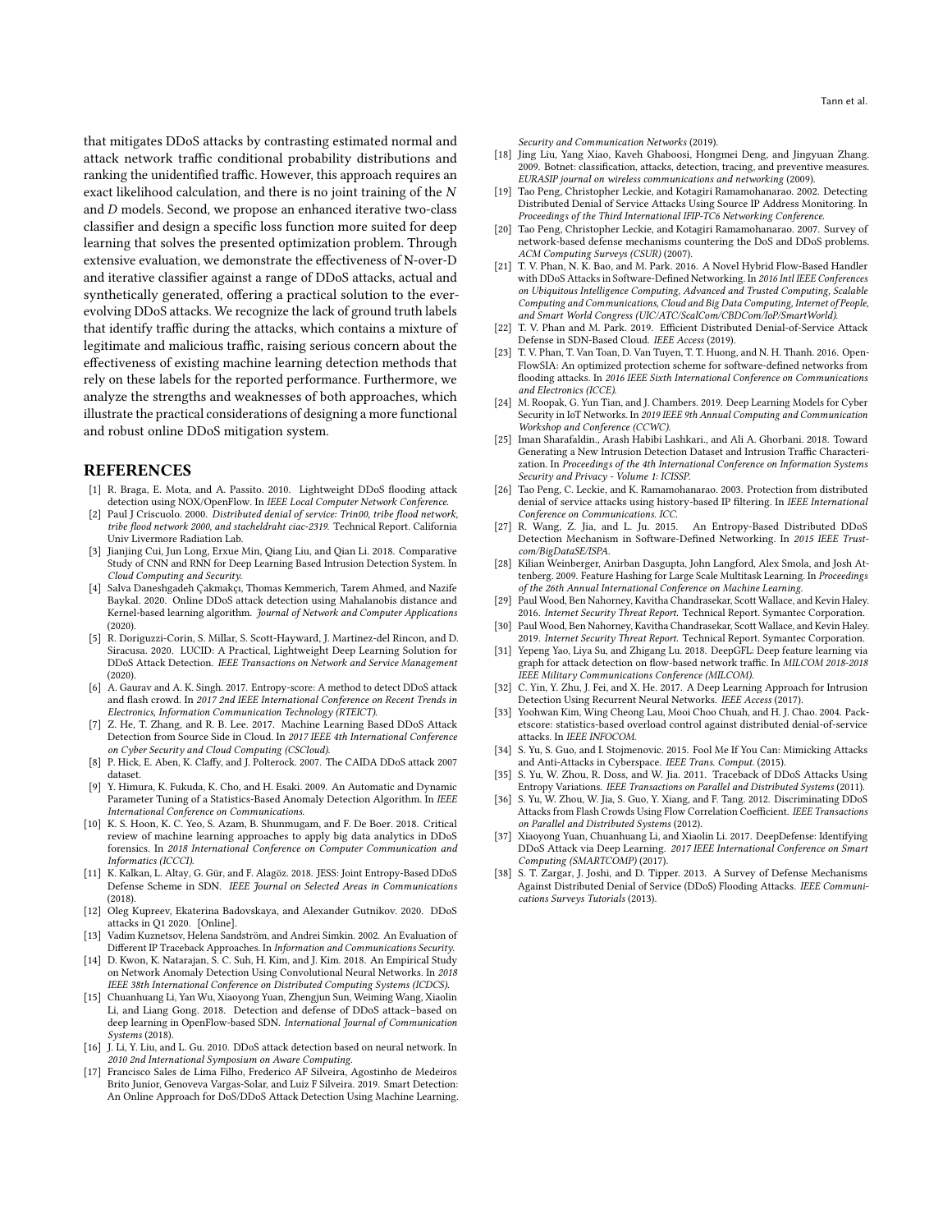that mitigates DDoS attacks by contrasting estimated normal and attack network traffic conditional probability distributions and ranking the unidentified traffic. However, this approach requires an exact likelihood calculation, and there is no joint training of the $N$ and $D$ models. Second, we propose an enhanced iterative two-class classifier and design a specific loss function more suited for deep learning that solves the presented optimization problem. Through extensive evaluation, we demonstrate the effectiveness of N-over-D and iterative classifier against a range of DDoS attacks, actual and synthetically generated, offering a practical solution to the ever-evolving DDoS attacks. We recognize the lack of ground truth labels that identify traffic during the attacks, which contains a mixture of legitimate and malicious traffic, raising serious concern about the effectiveness of existing machine learning detection methods that rely on these labels for the reported performance. Furthermore, we analyze the strengths and weaknesses of both approaches, which illustrate the practical considerations of designing a more functional and robust online DDoS mitigation system.

## REFERENCES

- [1] R. Braga, E. Mota, and A. Passito. 2010. Lightweight DDoS flooding attack detection using NOX/OpenFlow. In *IEEE Local Computer Network Conference*.
- [2] Paul J Criscuolo. 2000. *Distributed denial of service: Trin00, tribe flood network, tribe flood network 2000, and stacheldraht ciac-2319*. Technical Report. California Univ Livermore Radiation Lab.
- [3] Jianjing Cui, Jun Long, Erxue Min, Qiang Liu, and Qian Li. 2018. Comparative Study of CNN and RNN for Deep Learning Based Intrusion Detection System. In *Cloud Computing and Security*.
- [4] Salva Daneshgadeh Çakmakçı, Thomas Kemmerich, Tarem Ahmed, and Nazife Baykal. 2020. Online DDoS attack detection using Mahalanobis distance and Kernel-based learning algorithm. *Journal of Network and Computer Applications* (2020).
- [5] R. Doriguzzi-Corin, S. Millar, S. Scott-Hayward, J. Martinez-del Rincon, and D. Siracusa. 2020. LUCID: A Practical, Lightweight Deep Learning Solution for DDoS Attack Detection. *IEEE Transactions on Network and Service Management* (2020).
- [6] A. Gaurav and A. K. Singh. 2017. Entropy-score: A method to detect DDoS attack and flash crowd. In *2017 2nd IEEE International Conference on Recent Trends in Electronics, Information Communication Technology (RTEICT)*.
- [7] Z. He, T. Zhang, and R. B. Lee. 2017. Machine Learning Based DDoS Attack Detection from Source Side in Cloud. In *2017 IEEE 4th International Conference on Cyber Security and Cloud Computing (CSCloud)*.
- [8] P. Hick, E. Aben, K. Claffy, and J. Polterock. 2007. The CAIDA DDoS attack 2007 dataset.
- [9] Y. Himura, K. Fukuda, K. Cho, and H. Esaki. 2009. An Automatic and Dynamic Parameter Tuning of a Statistics-Based Anomaly Detection Algorithm. In *IEEE International Conference on Communications*.
- [10] K. S. Hoon, K. C. Yeo, S. Azam, B. Shunmugam, and F. De Boer. 2018. Critical review of machine learning approaches to apply big data analytics in DDoS forensics. In *2018 International Conference on Computer Communication and Informatics (ICCCI)*.
- [11] K. Kalkan, L. Altay, G. Gür, and F. Alagöz. 2018. JESS: Joint Entropy-Based DDoS Defense Scheme in SDN. *IEEE Journal on Selected Areas in Communications* (2018).
- [12] Oleg Kupreev, Ekaterina Badovskaya, and Alexander Gutnikov. 2020. DDoS attacks in Q1 2020. [Online].
- [13] Vadim Kuznetsov, Helena Sandström, and Andrei Simkin. 2002. An Evaluation of Different IP Traceback Approaches. In *Information and Communications Security*.
- [14] D. Kwon, K. Natarajan, S. C. Suh, H. Kim, and J. Kim. 2018. An Empirical Study on Network Anomaly Detection Using Convolutional Neural Networks. In *2018 IEEE 38th International Conference on Distributed Computing Systems (ICDCS)*.
- [15] Chuanhuang Li, Yan Wu, Xiaoyong Yuan, Zhengjun Sun, Weiming Wang, Xiaolin Li, and Liang Gong. 2018. Detection and defense of DDoS attack–based on deep learning in OpenFlow-based SDN. *International Journal of Communication Systems* (2018).
- [16] J. Li, Y. Liu, and L. Gu. 2010. DDoS attack detection based on neural network. In *2010 2nd International Symposium on Aware Computing*.
- [17] Francisco Sales de Lima Filho, Frederico AF Silveira, Agostinho de Medeiros Brito Junior, Genoveva Vargas-Solar, and Luiz F Silveira. 2019. Smart Detection: An Online Approach for DoS/DDoS Attack Detection Using Machine Learning. *Security and Communication Networks* (2019).
- [18] Jing Liu, Yang Xiao, Kaveh Ghaboosi, Hongmei Deng, and Jingyuan Zhang. 2009. Botnet: classification, attacks, detection, tracing, and preventive measures. *EURASIP journal on wireless communications and networking* (2009).
- [19] Tao Peng, Christopher Leckie, and Kotagiri Ramamohanarao. 2002. Detecting Distributed Denial of Service Attacks Using Source IP Address Monitoring. In *Proceedings of the Third International IFIP-TC6 Networking Conference*.
- [20] Tao Peng, Christopher Leckie, and Kotagiri Ramamohanarao. 2007. Survey of network-based defense mechanisms countering the DoS and DDoS problems. *ACM Computing Surveys (CSUR)* (2007).
- [21] T. V. Phan, N. K. Bao, and M. Park. 2016. A Novel Hybrid Flow-Based Handler with DDoS Attacks in Software-Defined Networking. In *2016 Intl IEEE Conferences on Ubiquitous Intelligence Computing, Advanced and Trusted Computing, Scalable Computing and Communications, Cloud and Big Data Computing, Internet of People, and Smart World Congress (UIC/ATC/ScalCom/CBDCom/IoP/SmartWorld)*.
- [22] T. V. Phan and M. Park. 2019. Efficient Distributed Denial-of-Service Attack Defense in SDN-Based Cloud. *IEEE Access* (2019).
- [23] T. V. Phan, T. Van Toan, D. Van Tuyen, T. T. Huong, and N. H. Thanh. 2016. OpenFlowSIA: An optimized protection scheme for software-defined networks from flooding attacks. In *2016 IEEE Sixth International Conference on Communications and Electronics (ICCE)*.
- [24] M. Roopak, G. Yun Tian, and J. Chambers. 2019. Deep Learning Models for Cyber Security in IoT Networks. In *2019 IEEE 9th Annual Computing and Communication Workshop and Conference (CCWC)*.
- [25] Iman Sharafaldin., Arash Habibi Lashkari., and Ali A. Ghorbani. 2018. Toward Generating a New Intrusion Detection Dataset and Intrusion Traffic Characterization. In *Proceedings of the 4th International Conference on Information Systems Security and Privacy - Volume 1: ICISSP*.
- [26] Tao Peng, C. Leckie, and K. Ramamohanarao. 2003. Protection from distributed denial of service attacks using history-based IP filtering. In *IEEE International Conference on Communications. ICC*.
- [27] R. Wang, Z. Jia, and L. Ju. 2015. An Entropy-Based Distributed DDoS Detection Mechanism in Software-Defined Networking. In *2015 IEEE Trustcom/BigDataSE/ISPA*.
- [28] Kilian Weinberger, Anirban Dasgupta, John Langford, Alex Smola, and Josh Attenberg. 2009. Feature Hashing for Large Scale Multitask Learning. In *Proceedings of the 26th Annual International Conference on Machine Learning*.
- [29] Paul Wood, Ben Nahorney, Kavitha Chandrasekar, Scott Wallace, and Kevin Haley. 2016. *Internet Security Threat Report*. Technical Report. Symantec Corporation.
- [30] Paul Wood, Ben Nahorney, Kavitha Chandrasekar, Scott Wallace, and Kevin Haley. 2019. *Internet Security Threat Report*. Technical Report. Symantec Corporation.
- [31] Yepeng Yao, Liya Su, and Zhigang Lu. 2018. DeepGFL: Deep feature learning via graph for attack detection on flow-based network traffic. In *MILCOM 2018-2018 IEEE Military Communications Conference (MILCOM)*.
- [32] C. Yin, Y. Zhu, J. Fei, and X. He. 2017. A Deep Learning Approach for Intrusion Detection Using Recurrent Neural Networks. *IEEE Access* (2017).
- [33] Yoohwan Kim, Wing Cheong Lau, Mooi Choo Chuah, and H. J. Chao. 2004. Packetscore: statistics-based overload control against distributed denial-of-service attacks. In *IEEE INFOCOM*.
- [34] S. Yu, S. Guo, and I. Stojmenovic. 2015. Fool Me If You Can: Mimicking Attacks and Anti-Attacks in Cyberspace. *IEEE Trans. Comput.* (2015).
- [35] S. Yu, W. Zhou, R. Doss, and W. Jia. 2011. Traceback of DDoS Attacks Using Entropy Variations. *IEEE Transactions on Parallel and Distributed Systems* (2011).
- [36] S. Yu, W. Zhou, W. Jia, S. Guo, Y. Xiang, and F. Tang. 2012. Discriminating DDoS Attacks from Flash Crowds Using Flow Correlation Coefficient. *IEEE Transactions on Parallel and Distributed Systems* (2012).
- [37] Xiaoyong Yuan, Chuanhuang Li, and Xiaolin Li. 2017. DeepDefense: Identifying DDoS Attack via Deep Learning. *2017 IEEE International Conference on Smart Computing (SMARTCOMP)* (2017).
- [38] S. T. Zargar, J. Joshi, and D. Tipper. 2013. A Survey of Defense Mechanisms Against Distributed Denial of Service (DDoS) Flooding Attacks. *IEEE Communications Surveys Tutorials* (2013).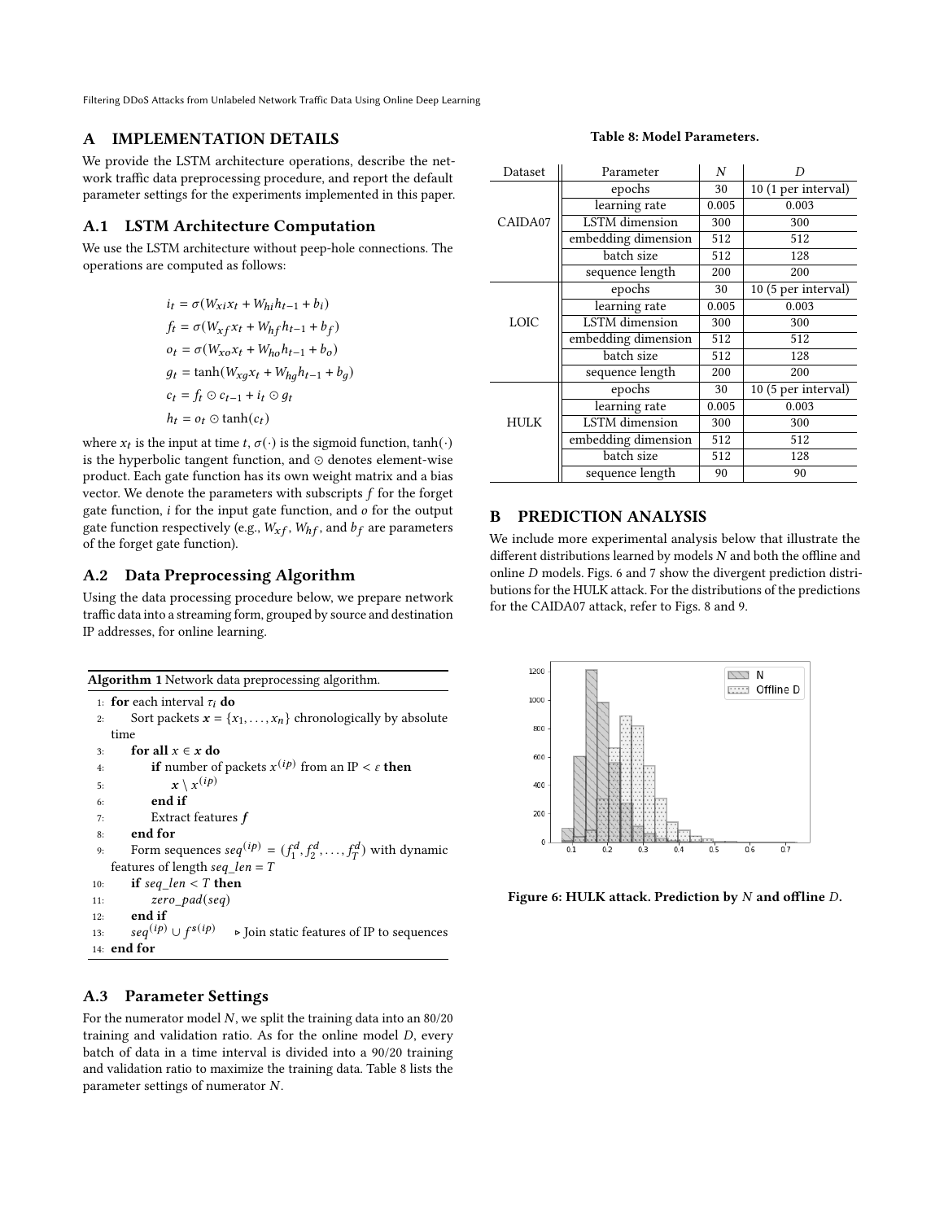## A IMPLEMENTATION DETAILS

We provide the LSTM architecture operations, describe the network traffic data preprocessing procedure, and report the default parameter settings for the experiments implemented in this paper.

### A.1 LSTM Architecture Computation

We use the LSTM architecture without peep-hole connections. The operations are computed as follows:

$$
\begin{aligned}
i_t &= \sigma(W_{xi}x_t + W_{hi}h_{t-1} + b_i) \\
f_t &= \sigma(W_{xf}x_t + W_{hf}h_{t-1} + b_f) \\
o_t &= \sigma(W_{xo}x_t + W_{ho}h_{t-1} + b_o) \\
g_t &= \tanh(W_{xg}x_t + W_{hg}h_{t-1} + b_g) \\
c_t &= f_t \odot c_{t-1} + i_t \odot g_t \\
h_t &= o_t \odot \tanh(c_t)
\end{aligned}
$$

where $x_t$ is the input at time $t$, $\sigma(\cdot)$ is the sigmoid function, $\tanh(\cdot)$ is the hyperbolic tangent function, and $\odot$ denotes element-wise product. Each gate function has its own weight matrix and a bias vector. We denote the parameters with subscripts $f$ for the forget gate function, $i$ for the input gate function, and $o$ for the output gate function respectively (e.g., $W_{xf}$, $W_{hf}$, and $b_f$ are parameters of the forget gate function).

### A.2 Data Preprocessing Algorithm

Using the data processing procedure below, we prepare network traffic data into a streaming form, grouped by source and destination IP addresses, for online learning.

**Algorithm 1** Network data preprocessing algorithm.

1: **for** each interval $\tau_i$ **do**
2: &nbsp;&nbsp;&nbsp;&nbsp;Sort packets $\boldsymbol{x} = \{x_1, \ldots, x_n\}$ chronologically by absolute time
3: &nbsp;&nbsp;&nbsp;&nbsp;**for all** $x \in \boldsymbol{x}$ **do**
4: &nbsp;&nbsp;&nbsp;&nbsp;&nbsp;&nbsp;&nbsp;&nbsp;**if** number of packets $x^{(ip)}$ from an IP $< \epsilon$ **then**
5: &nbsp;&nbsp;&nbsp;&nbsp;&nbsp;&nbsp;&nbsp;&nbsp;&nbsp;&nbsp;&nbsp;&nbsp;$\boldsymbol{x} \setminus x^{(ip)}$
6: &nbsp;&nbsp;&nbsp;&nbsp;&nbsp;&nbsp;&nbsp;&nbsp;**end if**
7: &nbsp;&nbsp;&nbsp;&nbsp;&nbsp;&nbsp;&nbsp;&nbsp;Extract features $\boldsymbol{f}$
8: &nbsp;&nbsp;&nbsp;&nbsp;**end for**
9: &nbsp;&nbsp;&nbsp;&nbsp;Form sequences $seq^{(ip)} = (f_1^d, f_2^d, \ldots, f_T^d)$ with dynamic features of length $seq\_len = T$
10: &nbsp;&nbsp;&nbsp;&nbsp;**if** $seq\_len < T$ **then**
11: &nbsp;&nbsp;&nbsp;&nbsp;&nbsp;&nbsp;&nbsp;&nbsp;$zero\_pad(seq)$
12: &nbsp;&nbsp;&nbsp;&nbsp;**end if**
13: &nbsp;&nbsp;&nbsp;&nbsp;$seq^{(ip)} \cup f^{s(ip)}$ &nbsp;&nbsp;&nbsp;&nbsp;▷ Join static features of IP to sequences
14: **end for**

### A.3 Parameter Settings

For the numerator model $N$, we split the training data into an 80/20 training and validation ratio. As for the online model $D$, every batch of data in a time interval is divided into a 90/20 training and validation ratio to maximize the training data. Table 8 lists the parameter settings of numerator $N$.

**Table 8: Model Parameters.**

| Dataset | Parameter | $N$ | $D$ |
|---|---|---|---|
| CAIDA07 | epochs | 30 | 10 (1 per interval) |
| | learning rate | 0.005 | 0.003 |
| | LSTM dimension | 300 | 300 |
| | embedding dimension | 512 | 512 |
| | batch size | 512 | 128 |
| | sequence length | 200 | 200 |
| LOIC | epochs | 30 | 10 (5 per interval) |
| | learning rate | 0.005 | 0.003 |
| | LSTM dimension | 300 | 300 |
| | embedding dimension | 512 | 512 |
| | batch size | 512 | 128 |
| | sequence length | 200 | 200 |
| HULK | epochs | 30 | 10 (5 per interval) |
| | learning rate | 0.005 | 0.003 |
| | LSTM dimension | 300 | 300 |
| | embedding dimension | 512 | 512 |
| | batch size | 512 | 128 |
| | sequence length | 90 | 90 |

## B PREDICTION ANALYSIS

We include more experimental analysis below that illustrate the different distributions learned by models $N$ and both the offline and online $D$ models. Figs. 6 and 7 show the divergent prediction distributions for the HULK attack. For the distributions of the predictions for the CAIDA07 attack, refer to Figs. 8 and 9.

**Figure 6: HULK attack. Prediction by $N$ and offline $D$.**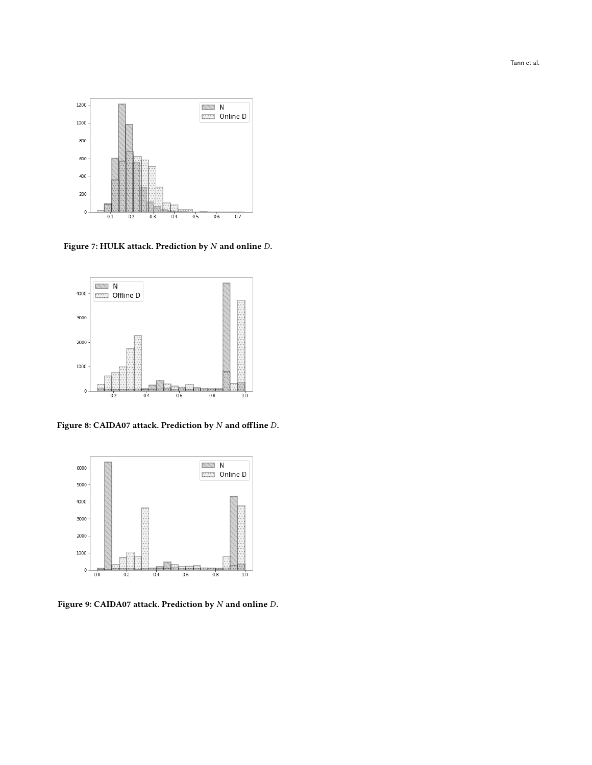1200
1000
800
600
400
200
0
0.1
0.2
0.3
0.4
0.5
0.6
0.7
N
Online D

**Figure 7: HULK attack. Prediction by $N$ and online $D$.**

4000
3000
2000
1000
0
0.2
0.4
0.6
0.8
1.0
N
Offline D

**Figure 8: CAIDA07 attack. Prediction by $N$ and offline $D$.**

6000
5000
4000
3000
2000
1000
0
0.0
0.2
0.4
0.6
0.8
1.0
N
Online D

**Figure 9: CAIDA07 attack. Prediction by $N$ and online $D$.**